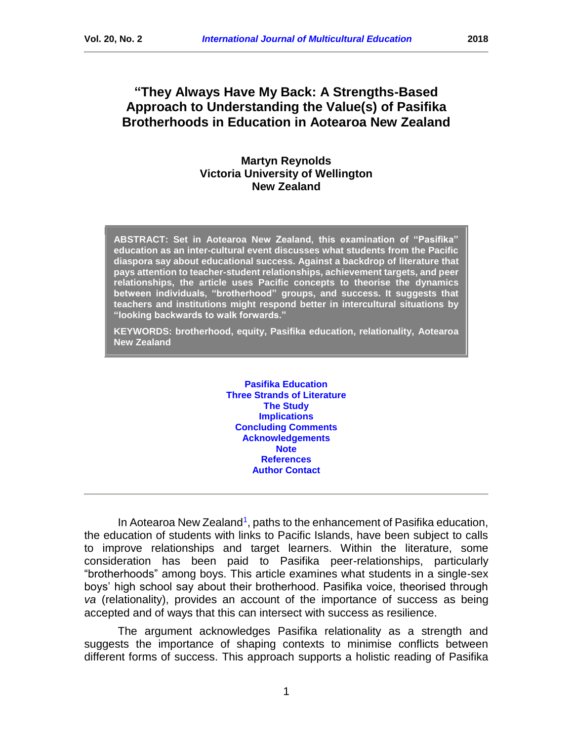# "They Always Have My Back: A Strengths-Based Approach to Understanding the Value(s) of Pasifika Brotherhoods in Education in Aotearoa New Zealand

**Martyn Reynolds**
**Victoria University of Wellington**
**New Zealand**

**ABSTRACT: Set in Aotearoa New Zealand, this examination of "Pasifika" education as an inter-cultural event discusses what students from the Pacific diaspora say about educational success. Against a backdrop of literature that pays attention to teacher-student relationships, achievement targets, and peer relationships, the article uses Pacific concepts to theorise the dynamics between individuals, "brotherhood" groups, and success. It suggests that teachers and institutions might respond better in intercultural situations by "looking backwards to walk forwards."**

**KEYWORDS: brotherhood, equity, Pasifika education, relationality, Aotearoa New Zealand**

- Pasifika Education
- Three Strands of Literature
- The Study
- Implications
- Concluding Comments
- Acknowledgements
- Note
- References
- Author Contact

---

In Aotearoa New Zealand[1], paths to the enhancement of Pasifika education, the education of students with links to Pacific Islands, have been subject to calls to improve relationships and target learners. Within the literature, some consideration has been paid to Pasifika peer-relationships, particularly "brotherhoods" among boys. This article examines what students in a single-sex boys' high school say about their brotherhood. Pasifika voice, theorised through *va* (relationality), provides an account of the importance of success as being accepted and of ways that this can intersect with success as resilience.

The argument acknowledges Pasifika relationality as a strength and suggests the importance of shaping contexts to minimise conflicts between different forms of success. This approach supports a holistic reading of Pasifika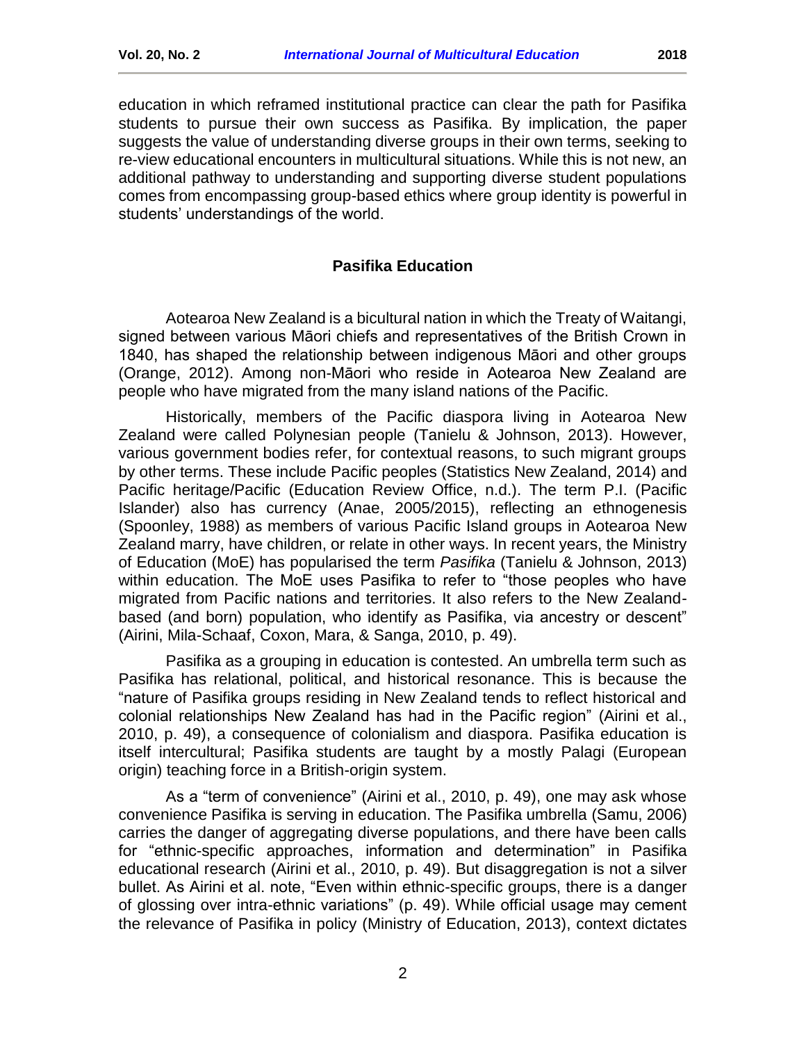education in which reframed institutional practice can clear the path for Pasifika students to pursue their own success as Pasifika. By implication, the paper suggests the value of understanding diverse groups in their own terms, seeking to re-view educational encounters in multicultural situations. While this is not new, an additional pathway to understanding and supporting diverse student populations comes from encompassing group-based ethics where group identity is powerful in students' understandings of the world.

## Pasifika Education

Aotearoa New Zealand is a bicultural nation in which the Treaty of Waitangi, signed between various Māori chiefs and representatives of the British Crown in 1840, has shaped the relationship between indigenous Māori and other groups (Orange, 2012). Among non-Māori who reside in Aotearoa New Zealand are people who have migrated from the many island nations of the Pacific.

Historically, members of the Pacific diaspora living in Aotearoa New Zealand were called Polynesian people (Tanielu & Johnson, 2013). However, various government bodies refer, for contextual reasons, to such migrant groups by other terms. These include Pacific peoples (Statistics New Zealand, 2014) and Pacific heritage/Pacific (Education Review Office, n.d.). The term P.I. (Pacific Islander) also has currency (Anae, 2005/2015), reflecting an ethnogenesis (Spoonley, 1988) as members of various Pacific Island groups in Aotearoa New Zealand marry, have children, or relate in other ways. In recent years, the Ministry of Education (MoE) has popularised the term *Pasifika* (Tanielu & Johnson, 2013) within education. The MoE uses Pasifika to refer to "those peoples who have migrated from Pacific nations and territories. It also refers to the New Zealand-based (and born) population, who identify as Pasifika, via ancestry or descent" (Airini, Mila-Schaaf, Coxon, Mara, & Sanga, 2010, p. 49).

Pasifika as a grouping in education is contested. An umbrella term such as Pasifika has relational, political, and historical resonance. This is because the "nature of Pasifika groups residing in New Zealand tends to reflect historical and colonial relationships New Zealand has had in the Pacific region" (Airini et al., 2010, p. 49), a consequence of colonialism and diaspora. Pasifika education is itself intercultural; Pasifika students are taught by a mostly Palagi (European origin) teaching force in a British-origin system.

As a "term of convenience" (Airini et al., 2010, p. 49), one may ask whose convenience Pasifika is serving in education. The Pasifika umbrella (Samu, 2006) carries the danger of aggregating diverse populations, and there have been calls for "ethnic-specific approaches, information and determination" in Pasifika educational research (Airini et al., 2010, p. 49). But disaggregation is not a silver bullet. As Airini et al. note, "Even within ethnic-specific groups, there is a danger of glossing over intra-ethnic variations" (p. 49). While official usage may cement the relevance of Pasifika in policy (Ministry of Education, 2013), context dictates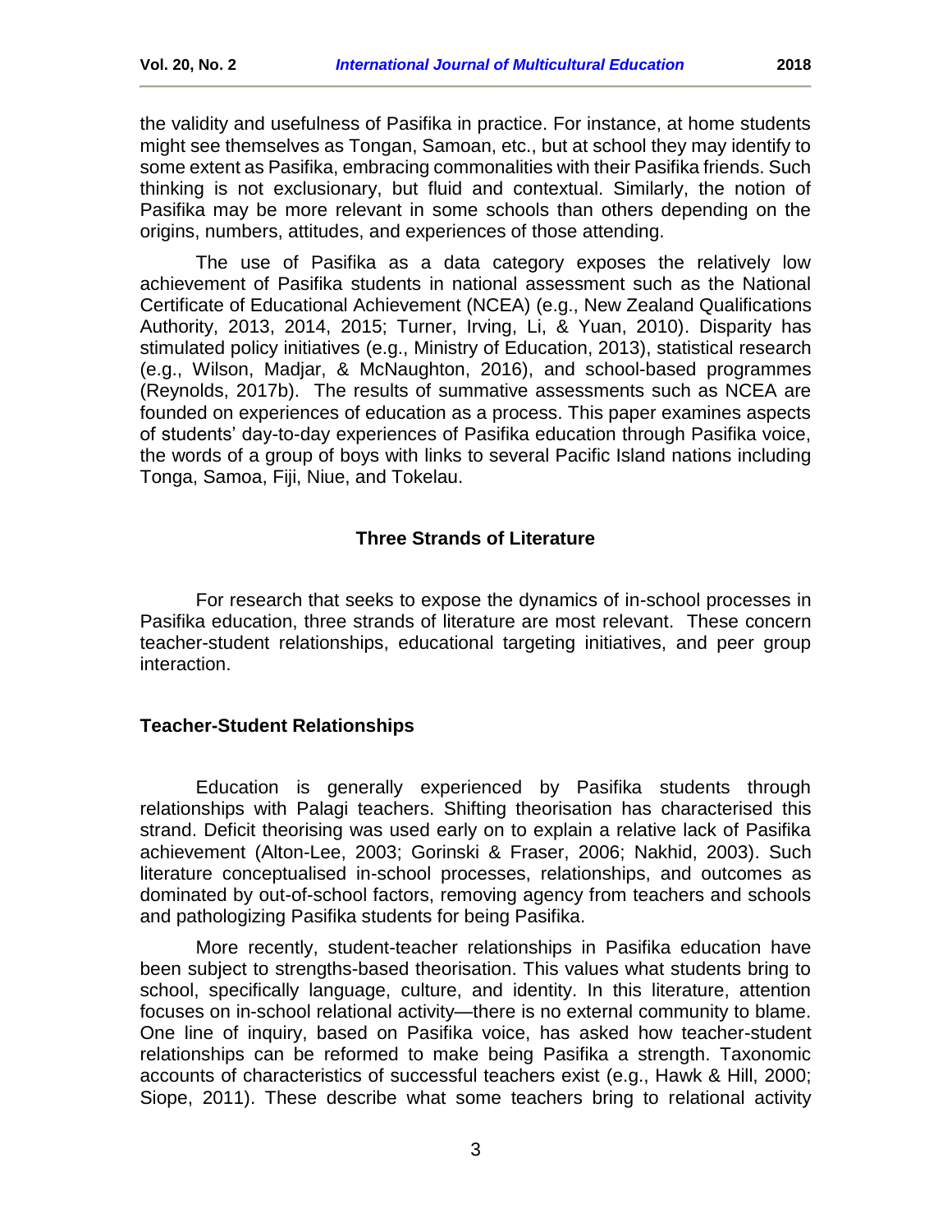the validity and usefulness of Pasifika in practice. For instance, at home students might see themselves as Tongan, Samoan, etc., but at school they may identify to some extent as Pasifika, embracing commonalities with their Pasifika friends. Such thinking is not exclusionary, but fluid and contextual. Similarly, the notion of Pasifika may be more relevant in some schools than others depending on the origins, numbers, attitudes, and experiences of those attending.

The use of Pasifika as a data category exposes the relatively low achievement of Pasifika students in national assessment such as the National Certificate of Educational Achievement (NCEA) (e.g., New Zealand Qualifications Authority, 2013, 2014, 2015; Turner, Irving, Li, & Yuan, 2010). Disparity has stimulated policy initiatives (e.g., Ministry of Education, 2013), statistical research (e.g., Wilson, Madjar, & McNaughton, 2016), and school-based programmes (Reynolds, 2017b). The results of summative assessments such as NCEA are founded on experiences of education as a process. This paper examines aspects of students' day-to-day experiences of Pasifika education through Pasifika voice, the words of a group of boys with links to several Pacific Island nations including Tonga, Samoa, Fiji, Niue, and Tokelau.

## Three Strands of Literature

For research that seeks to expose the dynamics of in-school processes in Pasifika education, three strands of literature are most relevant. These concern teacher-student relationships, educational targeting initiatives, and peer group interaction.

### Teacher-Student Relationships

Education is generally experienced by Pasifika students through relationships with Palagi teachers. Shifting theorisation has characterised this strand. Deficit theorising was used early on to explain a relative lack of Pasifika achievement (Alton-Lee, 2003; Gorinski & Fraser, 2006; Nakhid, 2003). Such literature conceptualised in-school processes, relationships, and outcomes as dominated by out-of-school factors, removing agency from teachers and schools and pathologizing Pasifika students for being Pasifika.

More recently, student-teacher relationships in Pasifika education have been subject to strengths-based theorisation. This values what students bring to school, specifically language, culture, and identity. In this literature, attention focuses on in-school relational activity—there is no external community to blame. One line of inquiry, based on Pasifika voice, has asked how teacher-student relationships can be reformed to make being Pasifika a strength. Taxonomic accounts of characteristics of successful teachers exist (e.g., Hawk & Hill, 2000; Siope, 2011). These describe what some teachers bring to relational activity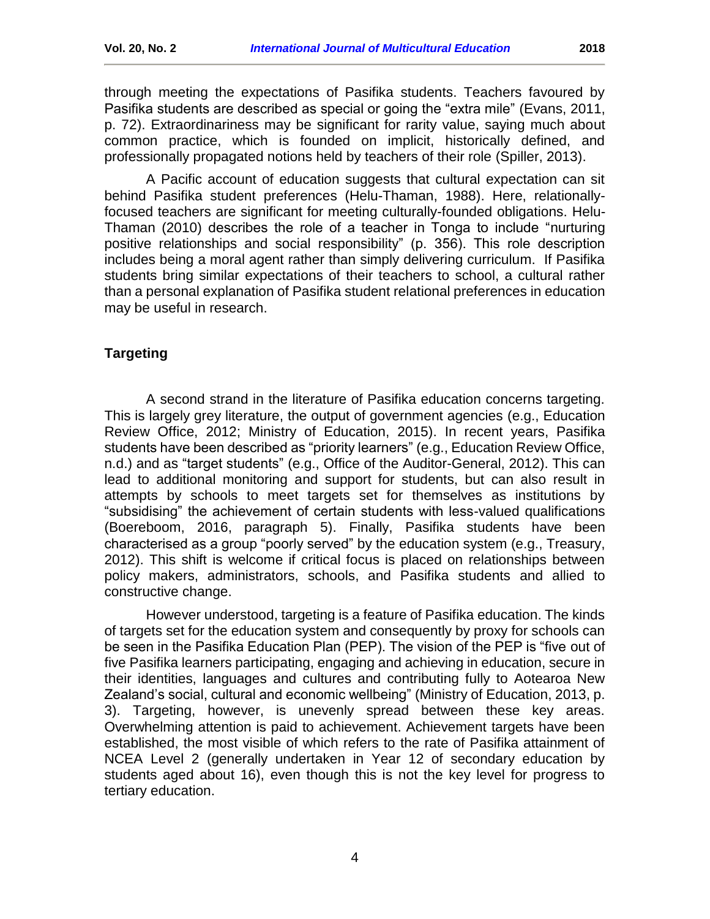through meeting the expectations of Pasifika students. Teachers favoured by Pasifika students are described as special or going the "extra mile" (Evans, 2011, p. 72). Extraordinariness may be significant for rarity value, saying much about common practice, which is founded on implicit, historically defined, and professionally propagated notions held by teachers of their role (Spiller, 2013).

A Pacific account of education suggests that cultural expectation can sit behind Pasifika student preferences (Helu-Thaman, 1988). Here, relationally-focused teachers are significant for meeting culturally-founded obligations. Helu-Thaman (2010) describes the role of a teacher in Tonga to include "nurturing positive relationships and social responsibility" (p. 356). This role description includes being a moral agent rather than simply delivering curriculum. If Pasifika students bring similar expectations of their teachers to school, a cultural rather than a personal explanation of Pasifika student relational preferences in education may be useful in research.

## Targeting

A second strand in the literature of Pasifika education concerns targeting. This is largely grey literature, the output of government agencies (e.g., Education Review Office, 2012; Ministry of Education, 2015). In recent years, Pasifika students have been described as "priority learners" (e.g., Education Review Office, n.d.) and as "target students" (e.g., Office of the Auditor-General, 2012). This can lead to additional monitoring and support for students, but can also result in attempts by schools to meet targets set for themselves as institutions by "subsidising" the achievement of certain students with less-valued qualifications (Boereboom, 2016, paragraph 5). Finally, Pasifika students have been characterised as a group "poorly served" by the education system (e.g., Treasury, 2012). This shift is welcome if critical focus is placed on relationships between policy makers, administrators, schools, and Pasifika students and allied to constructive change.

However understood, targeting is a feature of Pasifika education. The kinds of targets set for the education system and consequently by proxy for schools can be seen in the Pasifika Education Plan (PEP). The vision of the PEP is "five out of five Pasifika learners participating, engaging and achieving in education, secure in their identities, languages and cultures and contributing fully to Aotearoa New Zealand's social, cultural and economic wellbeing" (Ministry of Education, 2013, p. 3). Targeting, however, is unevenly spread between these key areas. Overwhelming attention is paid to achievement. Achievement targets have been established, the most visible of which refers to the rate of Pasifika attainment of NCEA Level 2 (generally undertaken in Year 12 of secondary education by students aged about 16), even though this is not the key level for progress to tertiary education.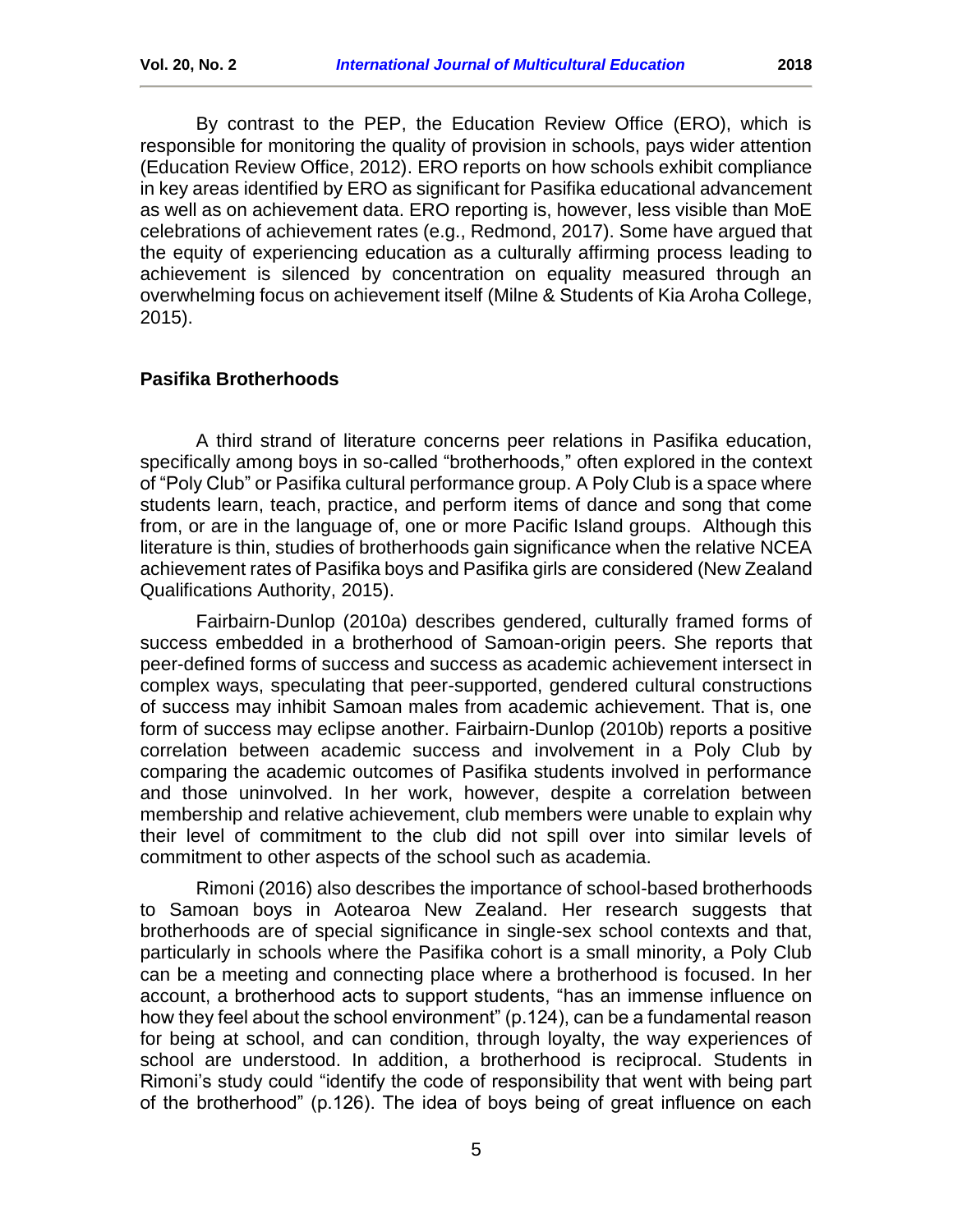By contrast to the PEP, the Education Review Office (ERO), which is responsible for monitoring the quality of provision in schools, pays wider attention (Education Review Office, 2012). ERO reports on how schools exhibit compliance in key areas identified by ERO as significant for Pasifika educational advancement as well as on achievement data. ERO reporting is, however, less visible than MoE celebrations of achievement rates (e.g., Redmond, 2017). Some have argued that the equity of experiencing education as a culturally affirming process leading to achievement is silenced by concentration on equality measured through an overwhelming focus on achievement itself (Milne & Students of Kia Aroha College, 2015).

## Pasifika Brotherhoods

A third strand of literature concerns peer relations in Pasifika education, specifically among boys in so-called "brotherhoods," often explored in the context of "Poly Club" or Pasifika cultural performance group. A Poly Club is a space where students learn, teach, practice, and perform items of dance and song that come from, or are in the language of, one or more Pacific Island groups. Although this literature is thin, studies of brotherhoods gain significance when the relative NCEA achievement rates of Pasifika boys and Pasifika girls are considered (New Zealand Qualifications Authority, 2015).

Fairbairn-Dunlop (2010a) describes gendered, culturally framed forms of success embedded in a brotherhood of Samoan-origin peers. She reports that peer-defined forms of success and success as academic achievement intersect in complex ways, speculating that peer-supported, gendered cultural constructions of success may inhibit Samoan males from academic achievement. That is, one form of success may eclipse another. Fairbairn-Dunlop (2010b) reports a positive correlation between academic success and involvement in a Poly Club by comparing the academic outcomes of Pasifika students involved in performance and those uninvolved. In her work, however, despite a correlation between membership and relative achievement, club members were unable to explain why their level of commitment to the club did not spill over into similar levels of commitment to other aspects of the school such as academia.

Rimoni (2016) also describes the importance of school-based brotherhoods to Samoan boys in Aotearoa New Zealand. Her research suggests that brotherhoods are of special significance in single-sex school contexts and that, particularly in schools where the Pasifika cohort is a small minority, a Poly Club can be a meeting and connecting place where a brotherhood is focused. In her account, a brotherhood acts to support students, "has an immense influence on how they feel about the school environment" (p.124), can be a fundamental reason for being at school, and can condition, through loyalty, the way experiences of school are understood. In addition, a brotherhood is reciprocal. Students in Rimoni's study could "identify the code of responsibility that went with being part of the brotherhood" (p.126). The idea of boys being of great influence on each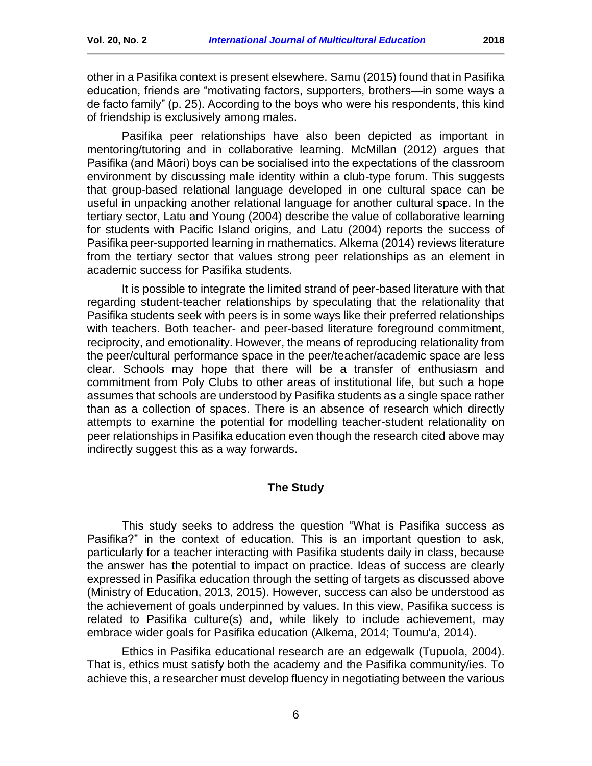other in a Pasifika context is present elsewhere. Samu (2015) found that in Pasifika education, friends are "motivating factors, supporters, brothers—in some ways a de facto family" (p. 25). According to the boys who were his respondents, this kind of friendship is exclusively among males.

Pasifika peer relationships have also been depicted as important in mentoring/tutoring and in collaborative learning. McMillan (2012) argues that Pasifika (and Māori) boys can be socialised into the expectations of the classroom environment by discussing male identity within a club-type forum. This suggests that group-based relational language developed in one cultural space can be useful in unpacking another relational language for another cultural space. In the tertiary sector, Latu and Young (2004) describe the value of collaborative learning for students with Pacific Island origins, and Latu (2004) reports the success of Pasifika peer-supported learning in mathematics. Alkema (2014) reviews literature from the tertiary sector that values strong peer relationships as an element in academic success for Pasifika students.

It is possible to integrate the limited strand of peer-based literature with that regarding student-teacher relationships by speculating that the relationality that Pasifika students seek with peers is in some ways like their preferred relationships with teachers. Both teacher- and peer-based literature foreground commitment, reciprocity, and emotionality. However, the means of reproducing relationality from the peer/cultural performance space in the peer/teacher/academic space are less clear. Schools may hope that there will be a transfer of enthusiasm and commitment from Poly Clubs to other areas of institutional life, but such a hope assumes that schools are understood by Pasifika students as a single space rather than as a collection of spaces. There is an absence of research which directly attempts to examine the potential for modelling teacher-student relationality on peer relationships in Pasifika education even though the research cited above may indirectly suggest this as a way forwards.

## The Study

This study seeks to address the question "What is Pasifika success as Pasifika?" in the context of education. This is an important question to ask, particularly for a teacher interacting with Pasifika students daily in class, because the answer has the potential to impact on practice. Ideas of success are clearly expressed in Pasifika education through the setting of targets as discussed above (Ministry of Education, 2013, 2015). However, success can also be understood as the achievement of goals underpinned by values. In this view, Pasifika success is related to Pasifika culture(s) and, while likely to include achievement, may embrace wider goals for Pasifika education (Alkema, 2014; Toumu'a, 2014).

Ethics in Pasifika educational research are an edgewalk (Tupuola, 2004). That is, ethics must satisfy both the academy and the Pasifika community/ies. To achieve this, a researcher must develop fluency in negotiating between the various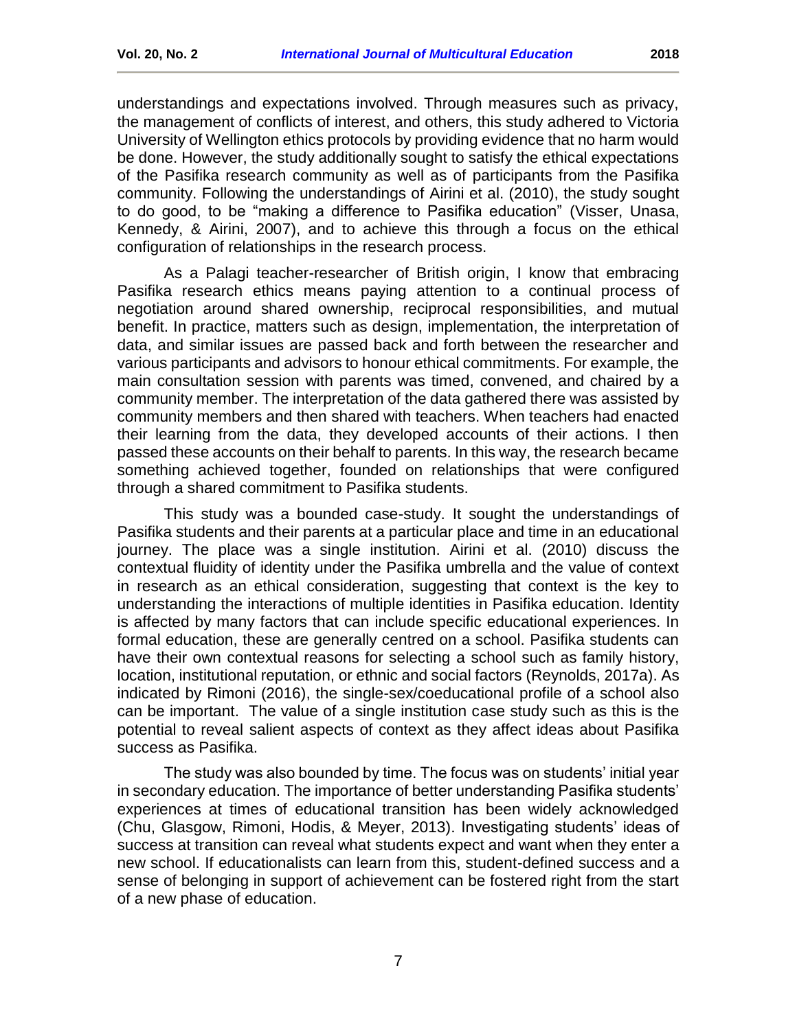understandings and expectations involved. Through measures such as privacy, the management of conflicts of interest, and others, this study adhered to Victoria University of Wellington ethics protocols by providing evidence that no harm would be done. However, the study additionally sought to satisfy the ethical expectations of the Pasifika research community as well as of participants from the Pasifika community. Following the understandings of Airini et al. (2010), the study sought to do good, to be "making a difference to Pasifika education" (Visser, Unasa, Kennedy, & Airini, 2007), and to achieve this through a focus on the ethical configuration of relationships in the research process.

As a Palagi teacher-researcher of British origin, I know that embracing Pasifika research ethics means paying attention to a continual process of negotiation around shared ownership, reciprocal responsibilities, and mutual benefit. In practice, matters such as design, implementation, the interpretation of data, and similar issues are passed back and forth between the researcher and various participants and advisors to honour ethical commitments. For example, the main consultation session with parents was timed, convened, and chaired by a community member. The interpretation of the data gathered there was assisted by community members and then shared with teachers. When teachers had enacted their learning from the data, they developed accounts of their actions. I then passed these accounts on their behalf to parents. In this way, the research became something achieved together, founded on relationships that were configured through a shared commitment to Pasifika students.

This study was a bounded case-study. It sought the understandings of Pasifika students and their parents at a particular place and time in an educational journey. The place was a single institution. Airini et al. (2010) discuss the contextual fluidity of identity under the Pasifika umbrella and the value of context in research as an ethical consideration, suggesting that context is the key to understanding the interactions of multiple identities in Pasifika education. Identity is affected by many factors that can include specific educational experiences. In formal education, these are generally centred on a school. Pasifika students can have their own contextual reasons for selecting a school such as family history, location, institutional reputation, or ethnic and social factors (Reynolds, 2017a). As indicated by Rimoni (2016), the single-sex/coeducational profile of a school also can be important. The value of a single institution case study such as this is the potential to reveal salient aspects of context as they affect ideas about Pasifika success as Pasifika.

The study was also bounded by time. The focus was on students' initial year in secondary education. The importance of better understanding Pasifika students' experiences at times of educational transition has been widely acknowledged (Chu, Glasgow, Rimoni, Hodis, & Meyer, 2013). Investigating students' ideas of success at transition can reveal what students expect and want when they enter a new school. If educationalists can learn from this, student-defined success and a sense of belonging in support of achievement can be fostered right from the start of a new phase of education.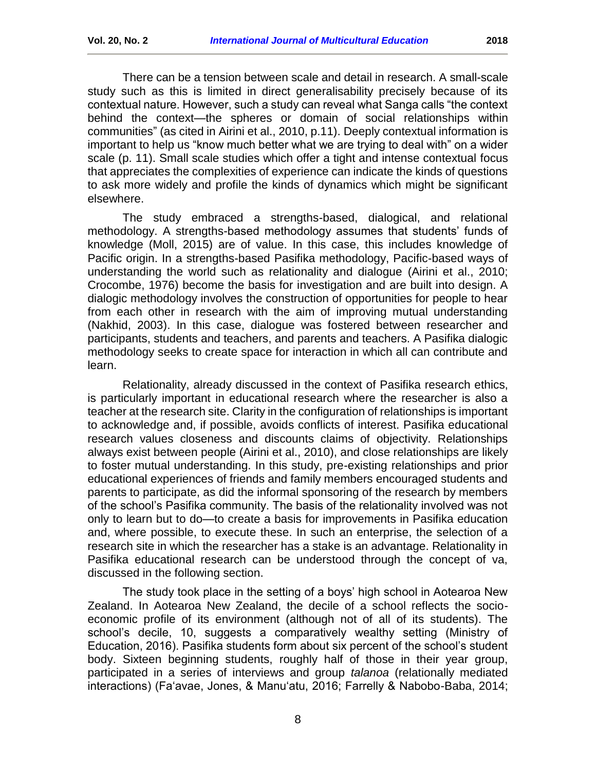There can be a tension between scale and detail in research. A small-scale study such as this is limited in direct generalisability precisely because of its contextual nature. However, such a study can reveal what Sanga calls "the context behind the context—the spheres or domain of social relationships within communities" (as cited in Airini et al., 2010, p.11). Deeply contextual information is important to help us "know much better what we are trying to deal with" on a wider scale (p. 11). Small scale studies which offer a tight and intense contextual focus that appreciates the complexities of experience can indicate the kinds of questions to ask more widely and profile the kinds of dynamics which might be significant elsewhere.

The study embraced a strengths-based, dialogical, and relational methodology. A strengths-based methodology assumes that students' funds of knowledge (Moll, 2015) are of value. In this case, this includes knowledge of Pacific origin. In a strengths-based Pasifika methodology, Pacific-based ways of understanding the world such as relationality and dialogue (Airini et al., 2010; Crocombe, 1976) become the basis for investigation and are built into design. A dialogic methodology involves the construction of opportunities for people to hear from each other in research with the aim of improving mutual understanding (Nakhid, 2003). In this case, dialogue was fostered between researcher and participants, students and teachers, and parents and teachers. A Pasifika dialogic methodology seeks to create space for interaction in which all can contribute and learn.

Relationality, already discussed in the context of Pasifika research ethics, is particularly important in educational research where the researcher is also a teacher at the research site. Clarity in the configuration of relationships is important to acknowledge and, if possible, avoids conflicts of interest. Pasifika educational research values closeness and discounts claims of objectivity. Relationships always exist between people (Airini et al., 2010), and close relationships are likely to foster mutual understanding. In this study, pre-existing relationships and prior educational experiences of friends and family members encouraged students and parents to participate, as did the informal sponsoring of the research by members of the school's Pasifika community. The basis of the relationality involved was not only to learn but to do—to create a basis for improvements in Pasifika education and, where possible, to execute these. In such an enterprise, the selection of a research site in which the researcher has a stake is an advantage. Relationality in Pasifika educational research can be understood through the concept of va, discussed in the following section.

The study took place in the setting of a boys' high school in Aotearoa New Zealand. In Aotearoa New Zealand, the decile of a school reflects the socio-economic profile of its environment (although not of all of its students). The school's decile, 10, suggests a comparatively wealthy setting (Ministry of Education, 2016). Pasifika students form about six percent of the school's student body. Sixteen beginning students, roughly half of those in their year group, participated in a series of interviews and group *talanoa* (relationally mediated interactions) (Faʻavae, Jones, & Manuʻatu, 2016; Farrelly & Nabobo-Baba, 2014;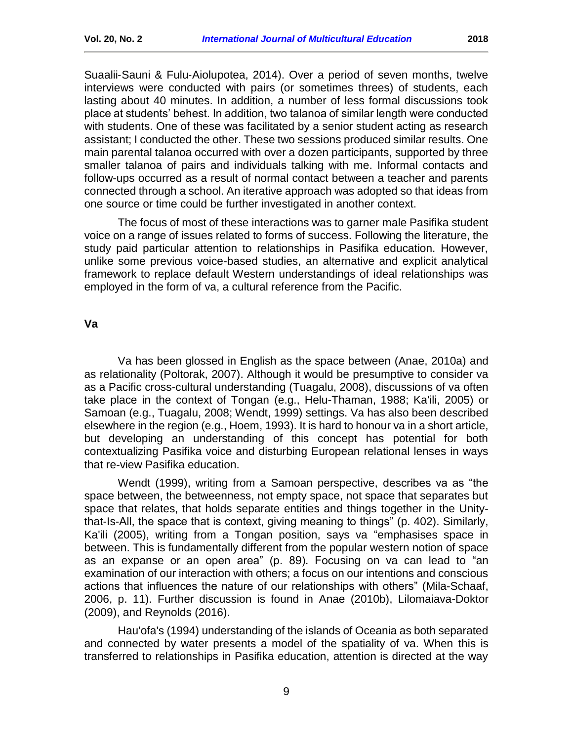Suaalii-Sauni & Fulu-Aiolupotea, 2014). Over a period of seven months, twelve interviews were conducted with pairs (or sometimes threes) of students, each lasting about 40 minutes. In addition, a number of less formal discussions took place at students' behest. In addition, two talanoa of similar length were conducted with students. One of these was facilitated by a senior student acting as research assistant; I conducted the other. These two sessions produced similar results. One main parental talanoa occurred with over a dozen participants, supported by three smaller talanoa of pairs and individuals talking with me. Informal contacts and follow-ups occurred as a result of normal contact between a teacher and parents connected through a school. An iterative approach was adopted so that ideas from one source or time could be further investigated in another context.

The focus of most of these interactions was to garner male Pasifika student voice on a range of issues related to forms of success. Following the literature, the study paid particular attention to relationships in Pasifika education. However, unlike some previous voice-based studies, an alternative and explicit analytical framework to replace default Western understandings of ideal relationships was employed in the form of va, a cultural reference from the Pacific.

## Va

Va has been glossed in English as the space between (Anae, 2010a) and as relationality (Poltorak, 2007). Although it would be presumptive to consider va as a Pacific cross-cultural understanding (Tuagalu, 2008), discussions of va often take place in the context of Tongan (e.g., Helu-Thaman, 1988; Ka'ili, 2005) or Samoan (e.g., Tuagalu, 2008; Wendt, 1999) settings. Va has also been described elsewhere in the region (e.g., Hoem, 1993). It is hard to honour va in a short article, but developing an understanding of this concept has potential for both contextualizing Pasifika voice and disturbing European relational lenses in ways that re-view Pasifika education.

Wendt (1999), writing from a Samoan perspective, describes va as "the space between, the betweenness, not empty space, not space that separates but space that relates, that holds separate entities and things together in the Unity-that-Is-All, the space that is context, giving meaning to things" (p. 402). Similarly, Ka'ili (2005), writing from a Tongan position, says va "emphasises space in between. This is fundamentally different from the popular western notion of space as an expanse or an open area" (p. 89). Focusing on va can lead to "an examination of our interaction with others; a focus on our intentions and conscious actions that influences the nature of our relationships with others" (Mila-Schaaf, 2006, p. 11). Further discussion is found in Anae (2010b), Lilomaiava-Doktor (2009), and Reynolds (2016).

Hau'ofa's (1994) understanding of the islands of Oceania as both separated and connected by water presents a model of the spatiality of va. When this is transferred to relationships in Pasifika education, attention is directed at the way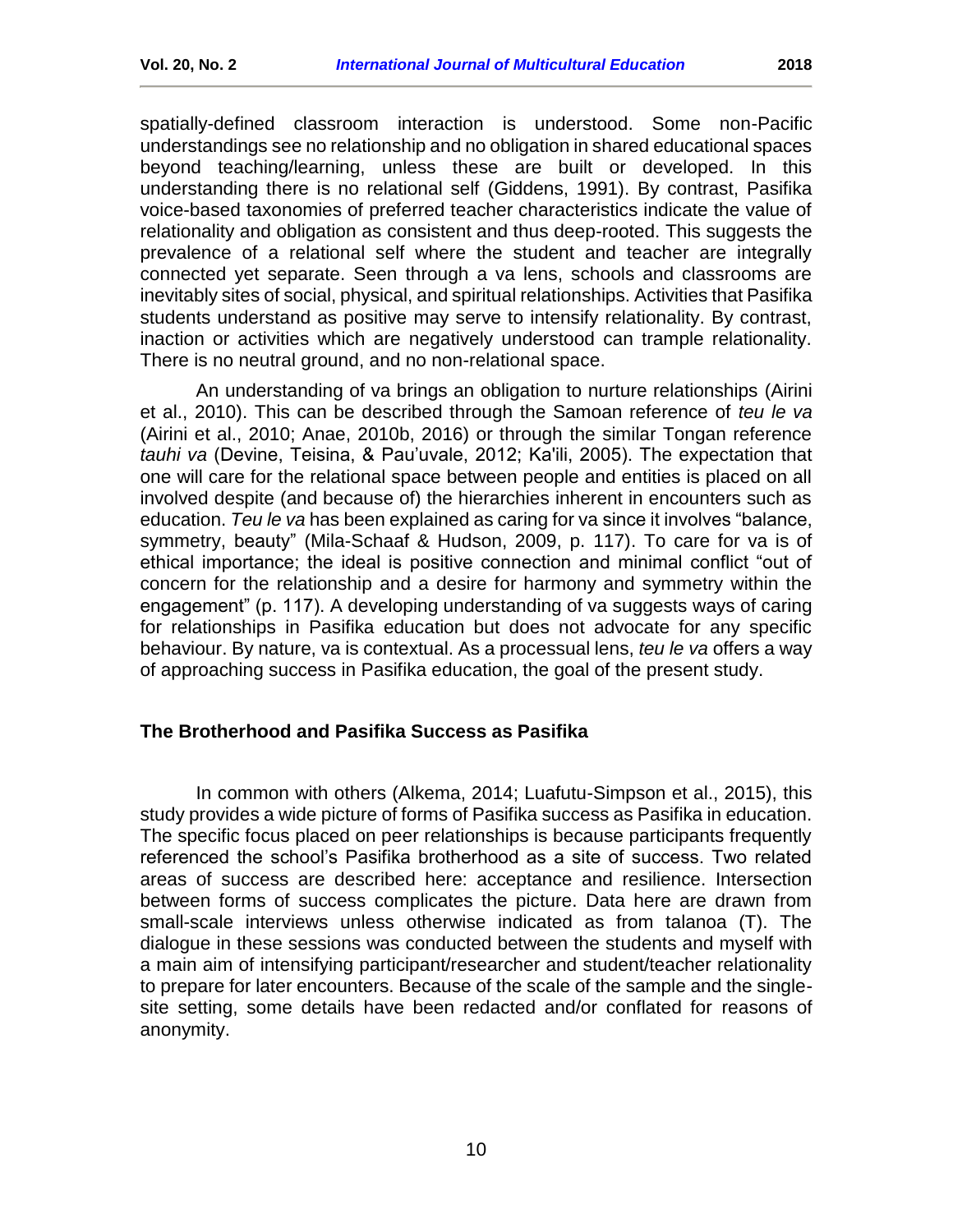spatially-defined classroom interaction is understood. Some non-Pacific understandings see no relationship and no obligation in shared educational spaces beyond teaching/learning, unless these are built or developed. In this understanding there is no relational self (Giddens, 1991). By contrast, Pasifika voice-based taxonomies of preferred teacher characteristics indicate the value of relationality and obligation as consistent and thus deep-rooted. This suggests the prevalence of a relational self where the student and teacher are integrally connected yet separate. Seen through a va lens, schools and classrooms are inevitably sites of social, physical, and spiritual relationships. Activities that Pasifika students understand as positive may serve to intensify relationality. By contrast, inaction or activities which are negatively understood can trample relationality. There is no neutral ground, and no non-relational space.

An understanding of va brings an obligation to nurture relationships (Airini et al., 2010). This can be described through the Samoan reference of *teu le va* (Airini et al., 2010; Anae, 2010b, 2016) or through the similar Tongan reference *tauhi va* (Devine, Teisina, & Pau'uvale, 2012; Ka'ili, 2005). The expectation that one will care for the relational space between people and entities is placed on all involved despite (and because of) the hierarchies inherent in encounters such as education. *Teu le va* has been explained as caring for va since it involves "balance, symmetry, beauty" (Mila-Schaaf & Hudson, 2009, p. 117). To care for va is of ethical importance; the ideal is positive connection and minimal conflict "out of concern for the relationship and a desire for harmony and symmetry within the engagement" (p. 117). A developing understanding of va suggests ways of caring for relationships in Pasifika education but does not advocate for any specific behaviour. By nature, va is contextual. As a processual lens, *teu le va* offers a way of approaching success in Pasifika education, the goal of the present study.

## The Brotherhood and Pasifika Success as Pasifika

In common with others (Alkema, 2014; Luafutu-Simpson et al., 2015), this study provides a wide picture of forms of Pasifika success as Pasifika in education. The specific focus placed on peer relationships is because participants frequently referenced the school's Pasifika brotherhood as a site of success. Two related areas of success are described here: acceptance and resilience. Intersection between forms of success complicates the picture. Data here are drawn from small-scale interviews unless otherwise indicated as from talanoa (T). The dialogue in these sessions was conducted between the students and myself with a main aim of intensifying participant/researcher and student/teacher relationality to prepare for later encounters. Because of the scale of the sample and the single-site setting, some details have been redacted and/or conflated for reasons of anonymity.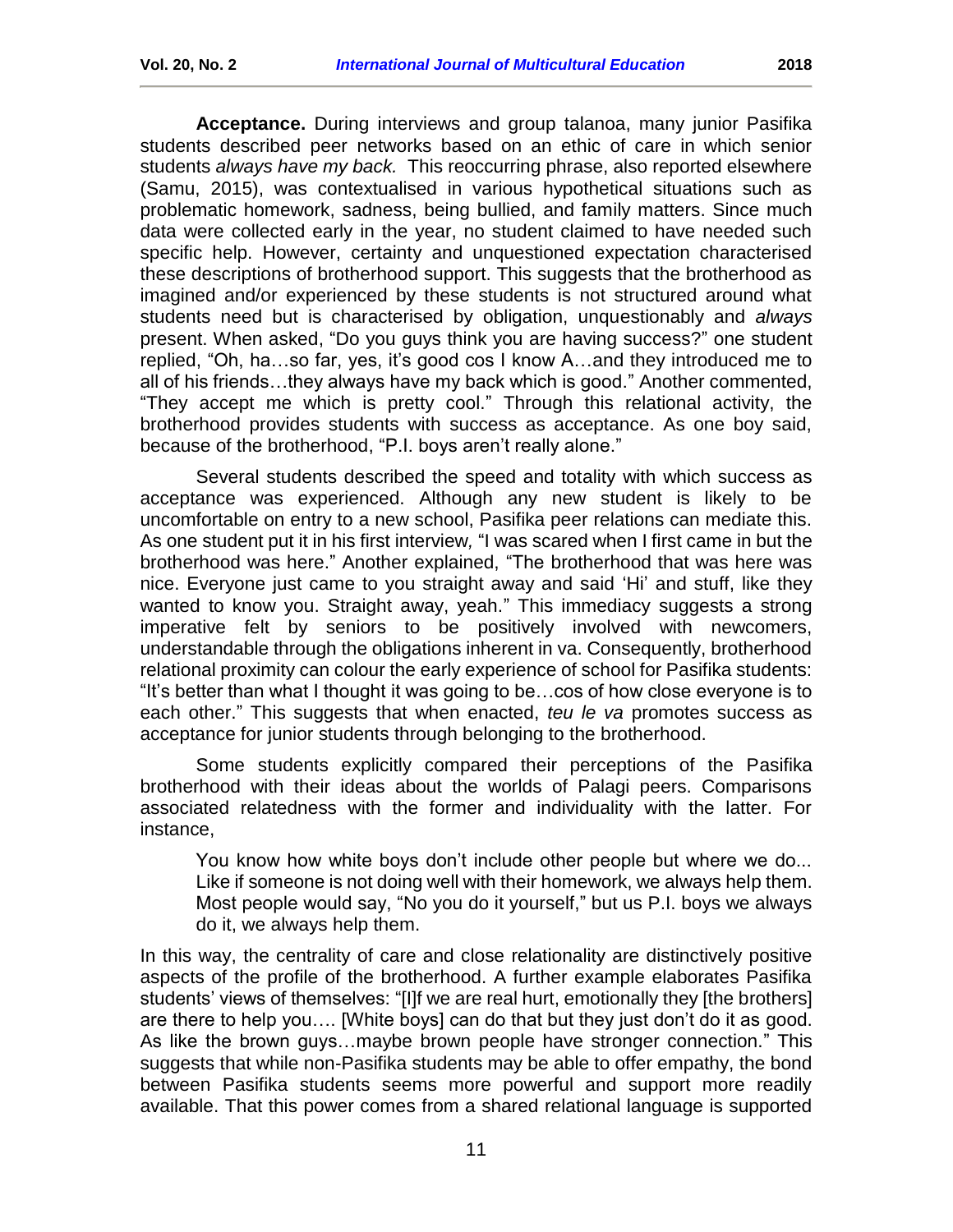**Acceptance.** During interviews and group talanoa, many junior Pasifika students described peer networks based on an ethic of care in which senior students *always have my back.* This reoccurring phrase, also reported elsewhere (Samu, 2015), was contextualised in various hypothetical situations such as problematic homework, sadness, being bullied, and family matters. Since much data were collected early in the year, no student claimed to have needed such specific help. However, certainty and unquestioned expectation characterised these descriptions of brotherhood support. This suggests that the brotherhood as imagined and/or experienced by these students is not structured around what students need but is characterised by obligation, unquestionably and *always* present. When asked, "Do you guys think you are having success?" one student replied, "Oh, ha…so far, yes, it's good cos I know A…and they introduced me to all of his friends…they always have my back which is good." Another commented, "They accept me which is pretty cool." Through this relational activity, the brotherhood provides students with success as acceptance. As one boy said, because of the brotherhood, "P.I. boys aren't really alone."

Several students described the speed and totality with which success as acceptance was experienced. Although any new student is likely to be uncomfortable on entry to a new school, Pasifika peer relations can mediate this. As one student put it in his first interview, "I was scared when I first came in but the brotherhood was here." Another explained, "The brotherhood that was here was nice. Everyone just came to you straight away and said 'Hi' and stuff, like they wanted to know you. Straight away, yeah." This immediacy suggests a strong imperative felt by seniors to be positively involved with newcomers, understandable through the obligations inherent in va. Consequently, brotherhood relational proximity can colour the early experience of school for Pasifika students: "It's better than what I thought it was going to be…cos of how close everyone is to each other." This suggests that when enacted, *teu le va* promotes success as acceptance for junior students through belonging to the brotherhood.

Some students explicitly compared their perceptions of the Pasifika brotherhood with their ideas about the worlds of Palagi peers. Comparisons associated relatedness with the former and individuality with the latter. For instance,

> You know how white boys don't include other people but where we do... Like if someone is not doing well with their homework, we always help them. Most people would say, "No you do it yourself," but us P.I. boys we always do it, we always help them.

In this way, the centrality of care and close relationality are distinctively positive aspects of the profile of the brotherhood. A further example elaborates Pasifika students' views of themselves: "[I]f we are real hurt, emotionally they [the brothers] are there to help you…. [White boys] can do that but they just don't do it as good. As like the brown guys…maybe brown people have stronger connection." This suggests that while non-Pasifika students may be able to offer empathy, the bond between Pasifika students seems more powerful and support more readily available. That this power comes from a shared relational language is supported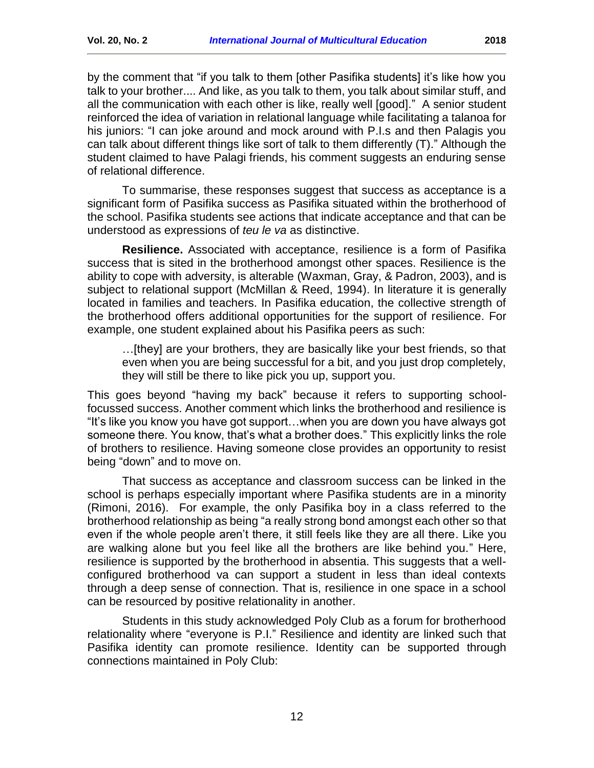by the comment that "if you talk to them [other Pasifika students] it's like how you talk to your brother.... And like, as you talk to them, you talk about similar stuff, and all the communication with each other is like, really well [good]." A senior student reinforced the idea of variation in relational language while facilitating a talanoa for his juniors: "I can joke around and mock around with P.I.s and then Palagis you can talk about different things like sort of talk to them differently (T)." Although the student claimed to have Palagi friends, his comment suggests an enduring sense of relational difference.

To summarise, these responses suggest that success as acceptance is a significant form of Pasifika success as Pasifika situated within the brotherhood of the school. Pasifika students see actions that indicate acceptance and that can be understood as expressions of *teu le va* as distinctive.

**Resilience.** Associated with acceptance, resilience is a form of Pasifika success that is sited in the brotherhood amongst other spaces. Resilience is the ability to cope with adversity, is alterable (Waxman, Gray, & Padron, 2003), and is subject to relational support (McMillan & Reed, 1994). In literature it is generally located in families and teachers. In Pasifika education, the collective strength of the brotherhood offers additional opportunities for the support of resilience. For example, one student explained about his Pasifika peers as such:

> …[they] are your brothers, they are basically like your best friends, so that even when you are being successful for a bit, and you just drop completely, they will still be there to like pick you up, support you.

This goes beyond "having my back" because it refers to supporting school-focussed success. Another comment which links the brotherhood and resilience is "It's like you know you have got support…when you are down you have always got someone there. You know, that's what a brother does." This explicitly links the role of brothers to resilience. Having someone close provides an opportunity to resist being "down" and to move on.

That success as acceptance and classroom success can be linked in the school is perhaps especially important where Pasifika students are in a minority (Rimoni, 2016). For example, the only Pasifika boy in a class referred to the brotherhood relationship as being "a really strong bond amongst each other so that even if the whole people aren't there, it still feels like they are all there. Like you are walking alone but you feel like all the brothers are like behind you." Here, resilience is supported by the brotherhood in absentia. This suggests that a well-configured brotherhood va can support a student in less than ideal contexts through a deep sense of connection. That is, resilience in one space in a school can be resourced by positive relationality in another.

Students in this study acknowledged Poly Club as a forum for brotherhood relationality where "everyone is P.I." Resilience and identity are linked such that Pasifika identity can promote resilience. Identity can be supported through connections maintained in Poly Club: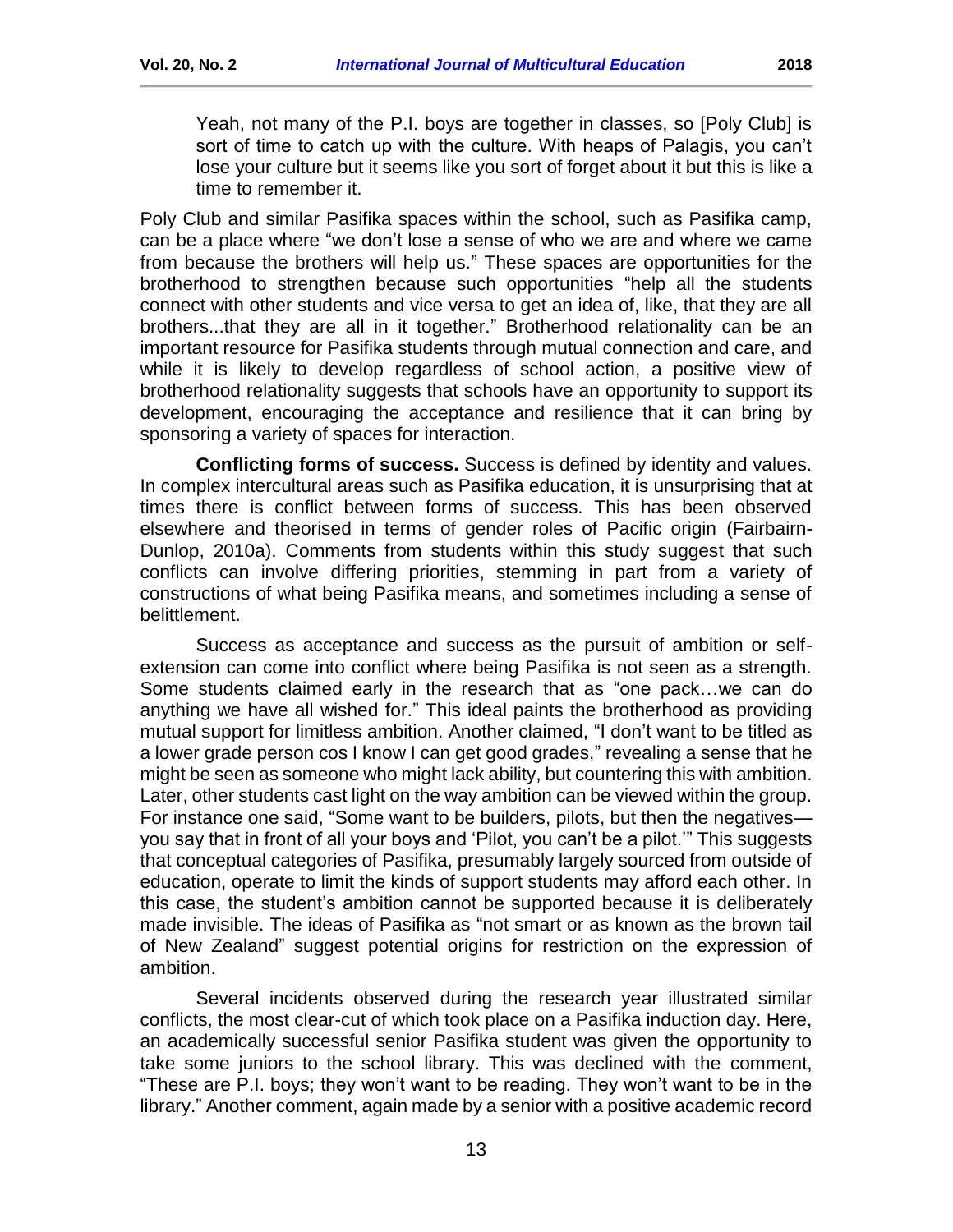> Yeah, not many of the P.I. boys are together in classes, so [Poly Club] is sort of time to catch up with the culture. With heaps of Palagis, you can't lose your culture but it seems like you sort of forget about it but this is like a time to remember it.

Poly Club and similar Pasifika spaces within the school, such as Pasifika camp, can be a place where "we don't lose a sense of who we are and where we came from because the brothers will help us." These spaces are opportunities for the brotherhood to strengthen because such opportunities "help all the students connect with other students and vice versa to get an idea of, like, that they are all brothers...that they are all in it together." Brotherhood relationality can be an important resource for Pasifika students through mutual connection and care, and while it is likely to develop regardless of school action, a positive view of brotherhood relationality suggests that schools have an opportunity to support its development, encouraging the acceptance and resilience that it can bring by sponsoring a variety of spaces for interaction.

**Conflicting forms of success.** Success is defined by identity and values. In complex intercultural areas such as Pasifika education, it is unsurprising that at times there is conflict between forms of success. This has been observed elsewhere and theorised in terms of gender roles of Pacific origin (Fairbairn-Dunlop, 2010a). Comments from students within this study suggest that such conflicts can involve differing priorities, stemming in part from a variety of constructions of what being Pasifika means, and sometimes including a sense of belittlement.

Success as acceptance and success as the pursuit of ambition or self-extension can come into conflict where being Pasifika is not seen as a strength. Some students claimed early in the research that as "one pack…we can do anything we have all wished for." This ideal paints the brotherhood as providing mutual support for limitless ambition. Another claimed, "I don't want to be titled as a lower grade person cos I know I can get good grades," revealing a sense that he might be seen as someone who might lack ability, but countering this with ambition. Later, other students cast light on the way ambition can be viewed within the group. For instance one said, "Some want to be builders, pilots, but then the negatives—you say that in front of all your boys and 'Pilot, you can't be a pilot.'" This suggests that conceptual categories of Pasifika, presumably largely sourced from outside of education, operate to limit the kinds of support students may afford each other. In this case, the student's ambition cannot be supported because it is deliberately made invisible. The ideas of Pasifika as "not smart or as known as the brown tail of New Zealand" suggest potential origins for restriction on the expression of ambition.

Several incidents observed during the research year illustrated similar conflicts, the most clear-cut of which took place on a Pasifika induction day. Here, an academically successful senior Pasifika student was given the opportunity to take some juniors to the school library. This was declined with the comment, "These are P.I. boys; they won't want to be reading. They won't want to be in the library." Another comment, again made by a senior with a positive academic record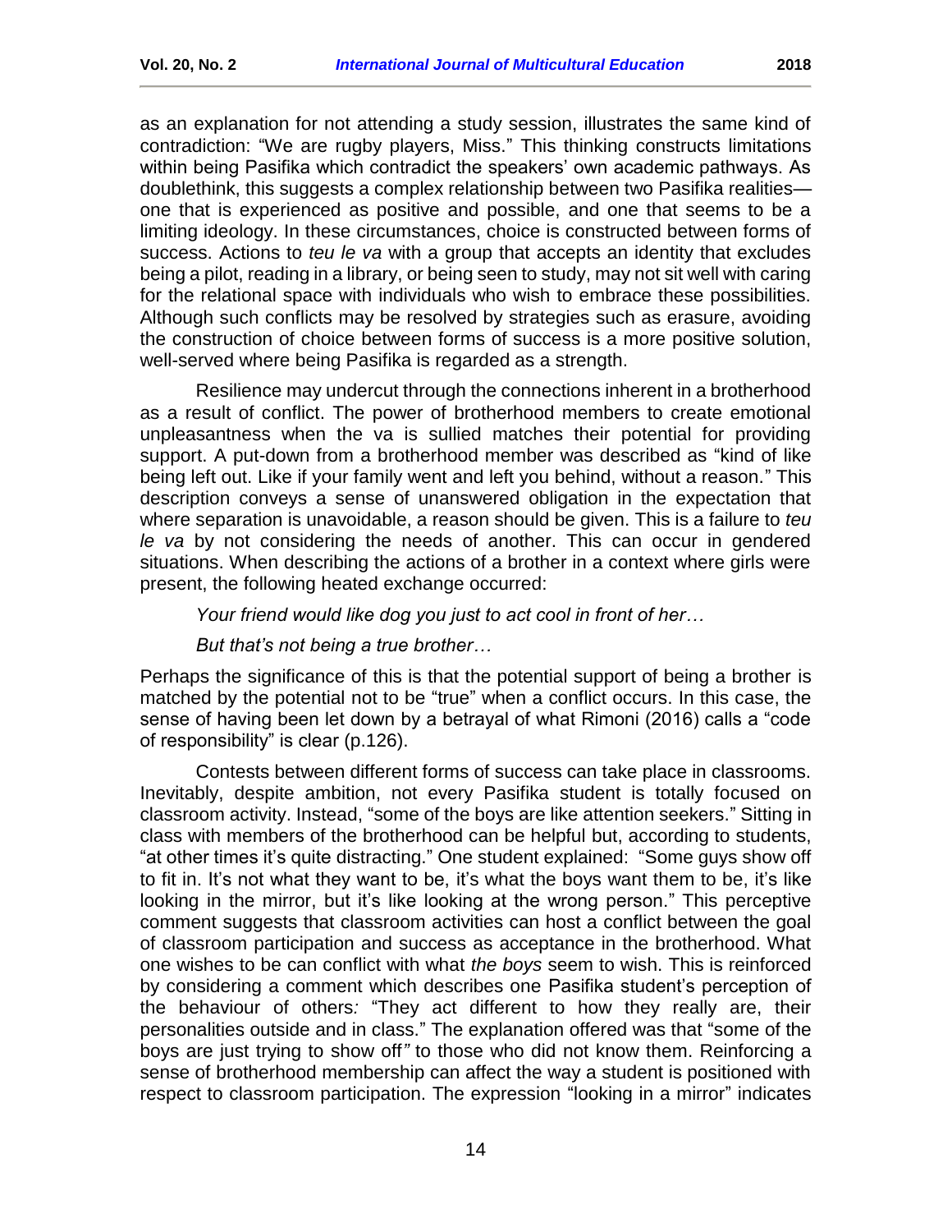as an explanation for not attending a study session, illustrates the same kind of contradiction: "We are rugby players, Miss." This thinking constructs limitations within being Pasifika which contradict the speakers' own academic pathways. As doublethink, this suggests a complex relationship between two Pasifika realities—one that is experienced as positive and possible, and one that seems to be a limiting ideology. In these circumstances, choice is constructed between forms of success. Actions to *teu le va* with a group that accepts an identity that excludes being a pilot, reading in a library, or being seen to study, may not sit well with caring for the relational space with individuals who wish to embrace these possibilities. Although such conflicts may be resolved by strategies such as erasure, avoiding the construction of choice between forms of success is a more positive solution, well-served where being Pasifika is regarded as a strength.

Resilience may undercut through the connections inherent in a brotherhood as a result of conflict. The power of brotherhood members to create emotional unpleasantness when the va is sullied matches their potential for providing support. A put-down from a brotherhood member was described as "kind of like being left out. Like if your family went and left you behind, without a reason." This description conveys a sense of unanswered obligation in the expectation that where separation is unavoidable, a reason should be given. This is a failure to *teu le va* by not considering the needs of another. This can occur in gendered situations. When describing the actions of a brother in a context where girls were present, the following heated exchange occurred:

*Your friend would like dog you just to act cool in front of her…*

*But that's not being a true brother…*

Perhaps the significance of this is that the potential support of being a brother is matched by the potential not to be "true" when a conflict occurs. In this case, the sense of having been let down by a betrayal of what Rimoni (2016) calls a "code of responsibility" is clear (p.126).

Contests between different forms of success can take place in classrooms. Inevitably, despite ambition, not every Pasifika student is totally focused on classroom activity. Instead, "some of the boys are like attention seekers." Sitting in class with members of the brotherhood can be helpful but, according to students, "at other times it's quite distracting." One student explained: "Some guys show off to fit in. It's not what they want to be, it's what the boys want them to be, it's like looking in the mirror, but it's like looking at the wrong person." This perceptive comment suggests that classroom activities can host a conflict between the goal of classroom participation and success as acceptance in the brotherhood. What one wishes to be can conflict with what *the boys* seem to wish. This is reinforced by considering a comment which describes one Pasifika student's perception of the behaviour of others: "They act different to how they really are, their personalities outside and in class." The explanation offered was that "some of the boys are just trying to show off" to those who did not know them. Reinforcing a sense of brotherhood membership can affect the way a student is positioned with respect to classroom participation. The expression "looking in a mirror" indicates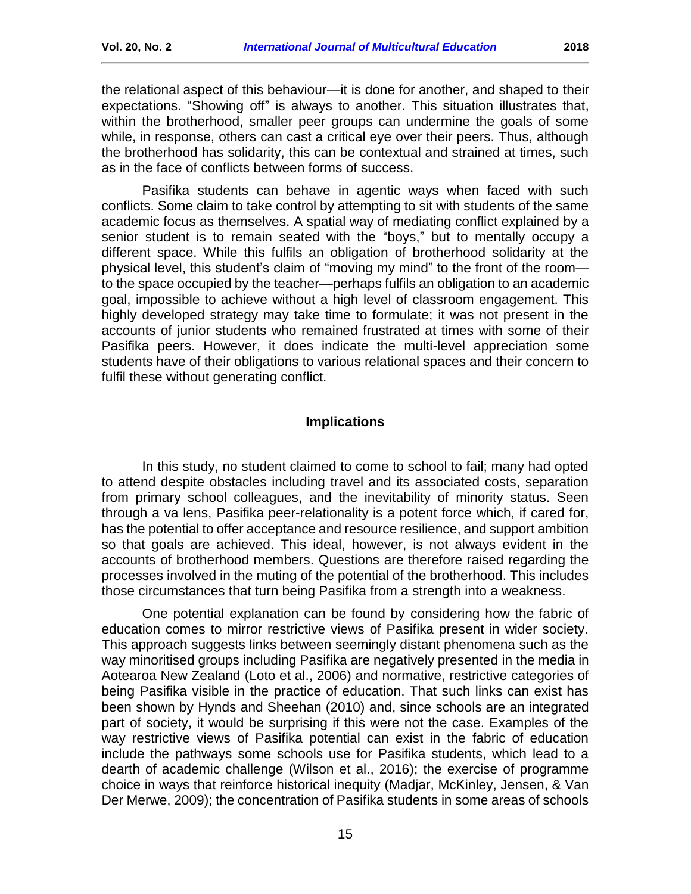the relational aspect of this behaviour—it is done for another, and shaped to their expectations. "Showing off" is always to another. This situation illustrates that, within the brotherhood, smaller peer groups can undermine the goals of some while, in response, others can cast a critical eye over their peers. Thus, although the brotherhood has solidarity, this can be contextual and strained at times, such as in the face of conflicts between forms of success.

Pasifika students can behave in agentic ways when faced with such conflicts. Some claim to take control by attempting to sit with students of the same academic focus as themselves. A spatial way of mediating conflict explained by a senior student is to remain seated with the "boys," but to mentally occupy a different space. While this fulfils an obligation of brotherhood solidarity at the physical level, this student's claim of "moving my mind" to the front of the room—to the space occupied by the teacher—perhaps fulfils an obligation to an academic goal, impossible to achieve without a high level of classroom engagement. This highly developed strategy may take time to formulate; it was not present in the accounts of junior students who remained frustrated at times with some of their Pasifika peers. However, it does indicate the multi-level appreciation some students have of their obligations to various relational spaces and their concern to fulfil these without generating conflict.

## Implications

In this study, no student claimed to come to school to fail; many had opted to attend despite obstacles including travel and its associated costs, separation from primary school colleagues, and the inevitability of minority status. Seen through a va lens, Pasifika peer-relationality is a potent force which, if cared for, has the potential to offer acceptance and resource resilience, and support ambition so that goals are achieved. This ideal, however, is not always evident in the accounts of brotherhood members. Questions are therefore raised regarding the processes involved in the muting of the potential of the brotherhood. This includes those circumstances that turn being Pasifika from a strength into a weakness.

One potential explanation can be found by considering how the fabric of education comes to mirror restrictive views of Pasifika present in wider society. This approach suggests links between seemingly distant phenomena such as the way minoritised groups including Pasifika are negatively presented in the media in Aotearoa New Zealand (Loto et al., 2006) and normative, restrictive categories of being Pasifika visible in the practice of education. That such links can exist has been shown by Hynds and Sheehan (2010) and, since schools are an integrated part of society, it would be surprising if this were not the case. Examples of the way restrictive views of Pasifika potential can exist in the fabric of education include the pathways some schools use for Pasifika students, which lead to a dearth of academic challenge (Wilson et al., 2016); the exercise of programme choice in ways that reinforce historical inequity (Madjar, McKinley, Jensen, & Van Der Merwe, 2009); the concentration of Pasifika students in some areas of schools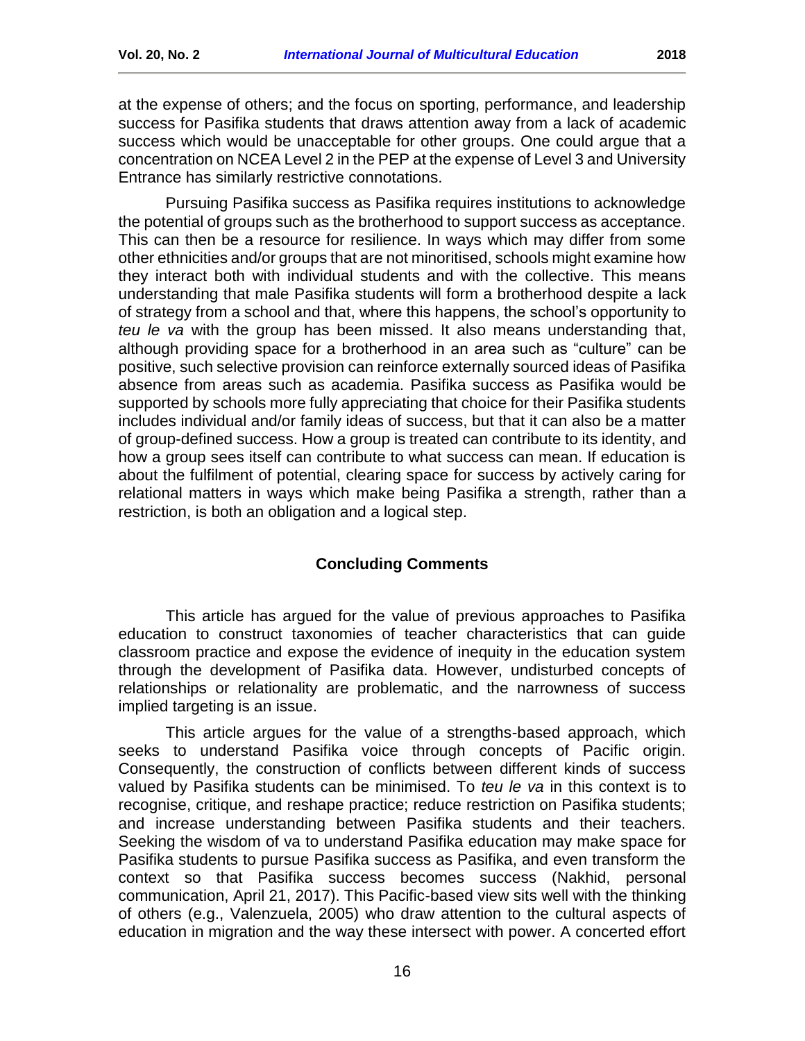at the expense of others; and the focus on sporting, performance, and leadership success for Pasifika students that draws attention away from a lack of academic success which would be unacceptable for other groups. One could argue that a concentration on NCEA Level 2 in the PEP at the expense of Level 3 and University Entrance has similarly restrictive connotations.

Pursuing Pasifika success as Pasifika requires institutions to acknowledge the potential of groups such as the brotherhood to support success as acceptance. This can then be a resource for resilience. In ways which may differ from some other ethnicities and/or groups that are not minoritised, schools might examine how they interact both with individual students and with the collective. This means understanding that male Pasifika students will form a brotherhood despite a lack of strategy from a school and that, where this happens, the school's opportunity to *teu le va* with the group has been missed. It also means understanding that, although providing space for a brotherhood in an area such as "culture" can be positive, such selective provision can reinforce externally sourced ideas of Pasifika absence from areas such as academia. Pasifika success as Pasifika would be supported by schools more fully appreciating that choice for their Pasifika students includes individual and/or family ideas of success, but that it can also be a matter of group-defined success. How a group is treated can contribute to its identity, and how a group sees itself can contribute to what success can mean. If education is about the fulfilment of potential, clearing space for success by actively caring for relational matters in ways which make being Pasifika a strength, rather than a restriction, is both an obligation and a logical step.

## Concluding Comments

This article has argued for the value of previous approaches to Pasifika education to construct taxonomies of teacher characteristics that can guide classroom practice and expose the evidence of inequity in the education system through the development of Pasifika data. However, undisturbed concepts of relationships or relationality are problematic, and the narrowness of success implied targeting is an issue.

This article argues for the value of a strengths-based approach, which seeks to understand Pasifika voice through concepts of Pacific origin. Consequently, the construction of conflicts between different kinds of success valued by Pasifika students can be minimised. To *teu le va* in this context is to recognise, critique, and reshape practice; reduce restriction on Pasifika students; and increase understanding between Pasifika students and their teachers. Seeking the wisdom of va to understand Pasifika education may make space for Pasifika students to pursue Pasifika success as Pasifika, and even transform the context so that Pasifika success becomes success (Nakhid, personal communication, April 21, 2017). This Pacific-based view sits well with the thinking of others (e.g., Valenzuela, 2005) who draw attention to the cultural aspects of education in migration and the way these intersect with power. A concerted effort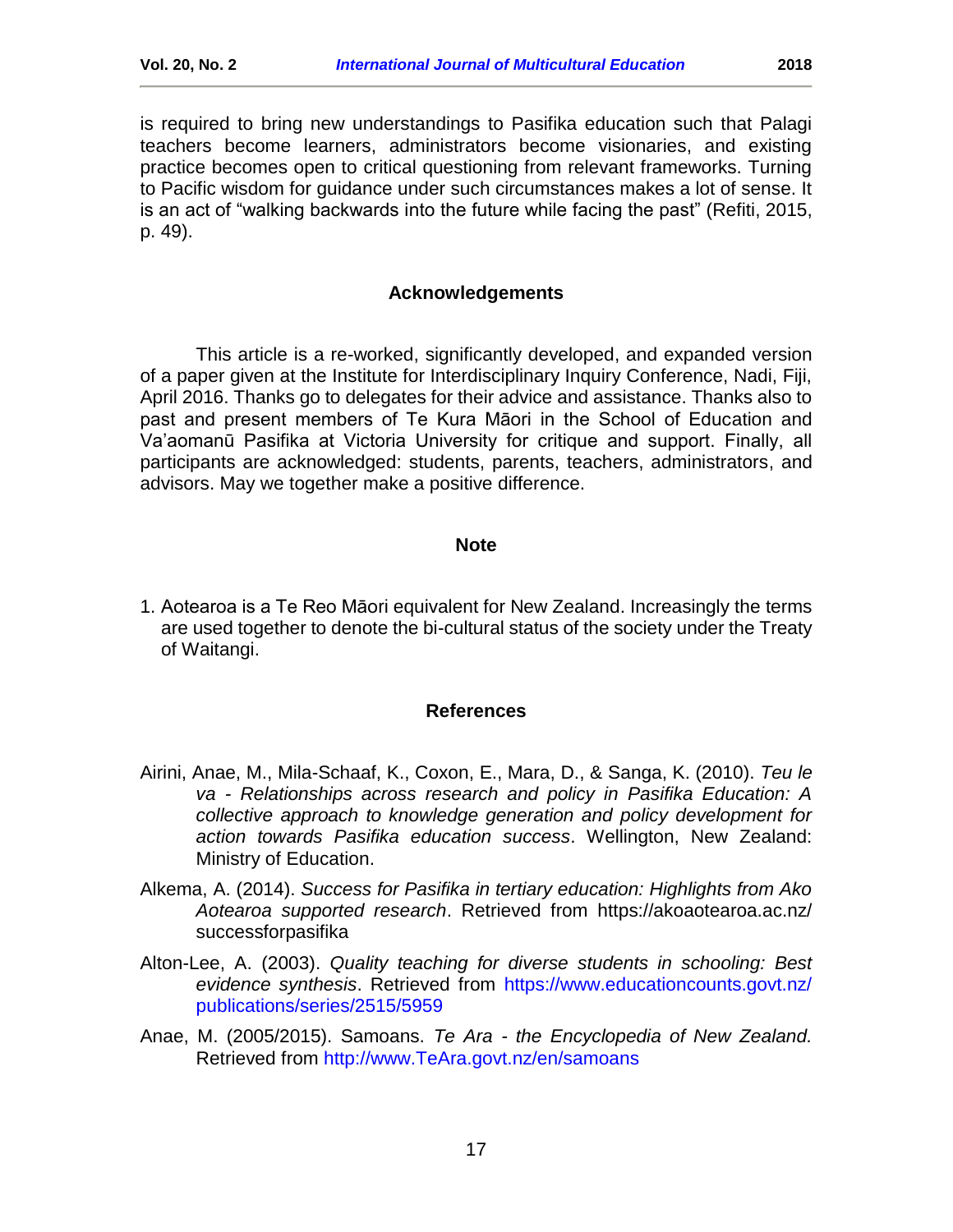is required to bring new understandings to Pasifika education such that Palagi teachers become learners, administrators become visionaries, and existing practice becomes open to critical questioning from relevant frameworks. Turning to Pacific wisdom for guidance under such circumstances makes a lot of sense. It is an act of "walking backwards into the future while facing the past" (Refiti, 2015, p. 49).

## Acknowledgements

This article is a re-worked, significantly developed, and expanded version of a paper given at the Institute for Interdisciplinary Inquiry Conference, Nadi, Fiji, April 2016. Thanks go to delegates for their advice and assistance. Thanks also to past and present members of Te Kura Māori in the School of Education and Va'aomanū Pasifika at Victoria University for critique and support. Finally, all participants are acknowledged: students, parents, teachers, administrators, and advisors. May we together make a positive difference.

## Note

1. Aotearoa is a Te Reo Māori equivalent for New Zealand. Increasingly the terms are used together to denote the bi-cultural status of the society under the Treaty of Waitangi.

## References

Airini, Anae, M., Mila-Schaaf, K., Coxon, E., Mara, D., & Sanga, K. (2010). *Teu le va - Relationships across research and policy in Pasifika Education: A collective approach to knowledge generation and policy development for action towards Pasifika education success*. Wellington, New Zealand: Ministry of Education.

Alkema, A. (2014). *Success for Pasifika in tertiary education: Highlights from Ako Aotearoa supported research*. Retrieved from https://akoaotearoa.ac.nz/successforpasifika

Alton-Lee, A. (2003). *Quality teaching for diverse students in schooling: Best evidence synthesis*. Retrieved from https://www.educationcounts.govt.nz/publications/series/2515/5959

Anae, M. (2005/2015). Samoans. *Te Ara - the Encyclopedia of New Zealand.* Retrieved from http://www.TeAra.govt.nz/en/samoans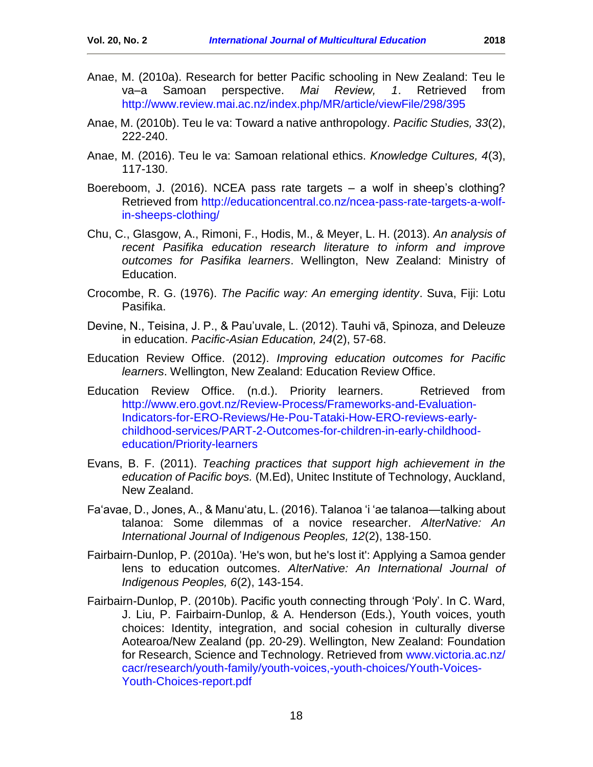Anae, M. (2010a). Research for better Pacific schooling in New Zealand: Teu le va–a Samoan perspective. *Mai Review, 1*. Retrieved from http://www.review.mai.ac.nz/index.php/MR/article/viewFile/298/395

Anae, M. (2010b). Teu le va: Toward a native anthropology. *Pacific Studies, 33*(2), 222-240.

Anae, M. (2016). Teu le va: Samoan relational ethics. *Knowledge Cultures, 4*(3), 117-130.

Boereboom, J. (2016). NCEA pass rate targets – a wolf in sheep's clothing? Retrieved from http://educationcentral.co.nz/ncea-pass-rate-targets-a-wolf-in-sheeps-clothing/

Chu, C., Glasgow, A., Rimoni, F., Hodis, M., & Meyer, L. H. (2013). *An analysis of recent Pasifika education research literature to inform and improve outcomes for Pasifika learners*. Wellington, New Zealand: Ministry of Education.

Crocombe, R. G. (1976). *The Pacific way: An emerging identity*. Suva, Fiji: Lotu Pasifika.

Devine, N., Teisina, J. P., & Pau'uvale, L. (2012). Tauhi vā, Spinoza, and Deleuze in education. *Pacific-Asian Education, 24*(2), 57-68.

Education Review Office. (2012). *Improving education outcomes for Pacific learners*. Wellington, New Zealand: Education Review Office.

Education Review Office. (n.d.). Priority learners. Retrieved from http://www.ero.govt.nz/Review-Process/Frameworks-and-Evaluation-Indicators-for-ERO-Reviews/He-Pou-Tataki-How-ERO-reviews-early-childhood-services/PART-2-Outcomes-for-children-in-early-childhood-education/Priority-learners

Evans, B. F. (2011). *Teaching practices that support high achievement in the education of Pacific boys.* (M.Ed), Unitec Institute of Technology, Auckland, New Zealand.

Fa'avae, D., Jones, A., & Manu'atu, L. (2016). Talanoa 'i 'ae talanoa—talking about talanoa: Some dilemmas of a novice researcher. *AlterNative: An International Journal of Indigenous Peoples, 12*(2), 138-150.

Fairbairn-Dunlop, P. (2010a). 'He's won, but he's lost it': Applying a Samoa gender lens to education outcomes. *AlterNative: An International Journal of Indigenous Peoples, 6*(2), 143-154.

Fairbairn-Dunlop, P. (2010b). Pacific youth connecting through 'Poly'. In C. Ward, J. Liu, P. Fairbairn-Dunlop, & A. Henderson (Eds.), Youth voices, youth choices: Identity, integration, and social cohesion in culturally diverse Aotearoa/New Zealand (pp. 20-29). Wellington, New Zealand: Foundation for Research, Science and Technology. Retrieved from www.victoria.ac.nz/cacr/research/youth-family/youth-voices,-youth-choices/Youth-Voices-Youth-Choices-report.pdf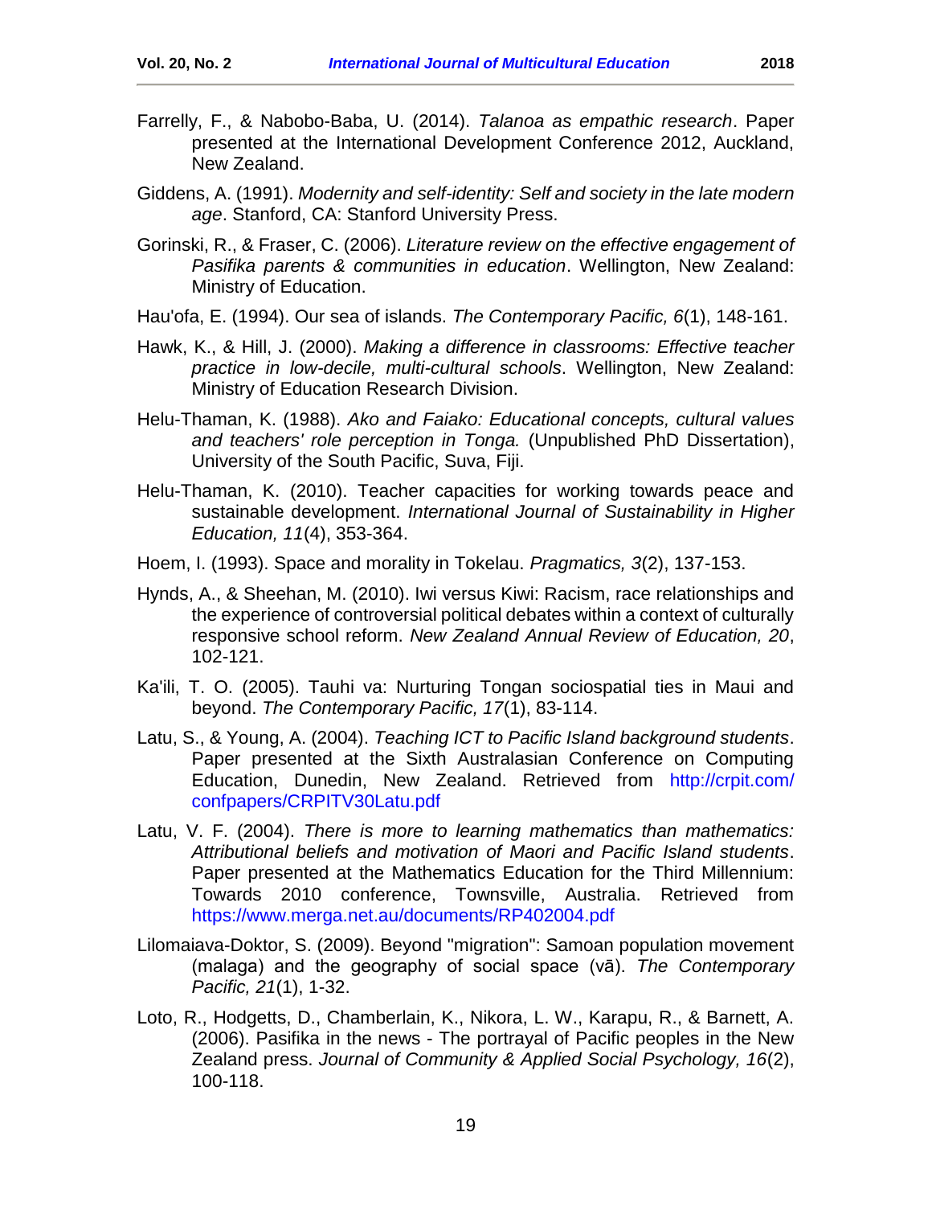Farrelly, F., & Nabobo-Baba, U. (2014). *Talanoa as empathic research*. Paper presented at the International Development Conference 2012, Auckland, New Zealand.

Giddens, A. (1991). *Modernity and self-identity: Self and society in the late modern age*. Stanford, CA: Stanford University Press.

Gorinski, R., & Fraser, C. (2006). *Literature review on the effective engagement of Pasifika parents & communities in education*. Wellington, New Zealand: Ministry of Education.

Hau'ofa, E. (1994). Our sea of islands. *The Contemporary Pacific, 6*(1), 148-161.

Hawk, K., & Hill, J. (2000). *Making a difference in classrooms: Effective teacher practice in low-decile, multi-cultural schools*. Wellington, New Zealand: Ministry of Education Research Division.

Helu-Thaman, K. (1988). *Ako and Faiako: Educational concepts, cultural values and teachers' role perception in Tonga.* (Unpublished PhD Dissertation), University of the South Pacific, Suva, Fiji.

Helu-Thaman, K. (2010). Teacher capacities for working towards peace and sustainable development. *International Journal of Sustainability in Higher Education, 11*(4), 353-364.

Hoem, I. (1993). Space and morality in Tokelau. *Pragmatics, 3*(2), 137-153.

Hynds, A., & Sheehan, M. (2010). Iwi versus Kiwi: Racism, race relationships and the experience of controversial political debates within a context of culturally responsive school reform. *New Zealand Annual Review of Education, 20*, 102-121.

Ka'ili, T. O. (2005). Tauhi va: Nurturing Tongan sociospatial ties in Maui and beyond. *The Contemporary Pacific, 17*(1), 83-114.

Latu, S., & Young, A. (2004). *Teaching ICT to Pacific Island background students*. Paper presented at the Sixth Australasian Conference on Computing Education, Dunedin, New Zealand. Retrieved from http://crpit.com/confpapers/CRPITV30Latu.pdf

Latu, V. F. (2004). *There is more to learning mathematics than mathematics: Attributional beliefs and motivation of Maori and Pacific Island students*. Paper presented at the Mathematics Education for the Third Millennium: Towards 2010 conference, Townsville, Australia. Retrieved from https://www.merga.net.au/documents/RP402004.pdf

Lilomaiava-Doktor, S. (2009). Beyond "migration": Samoan population movement (malaga) and the geography of social space (vā). *The Contemporary Pacific, 21*(1), 1-32.

Loto, R., Hodgetts, D., Chamberlain, K., Nikora, L. W., Karapu, R., & Barnett, A. (2006). Pasifika in the news - The portrayal of Pacific peoples in the New Zealand press. *Journal of Community & Applied Social Psychology, 16*(2), 100-118.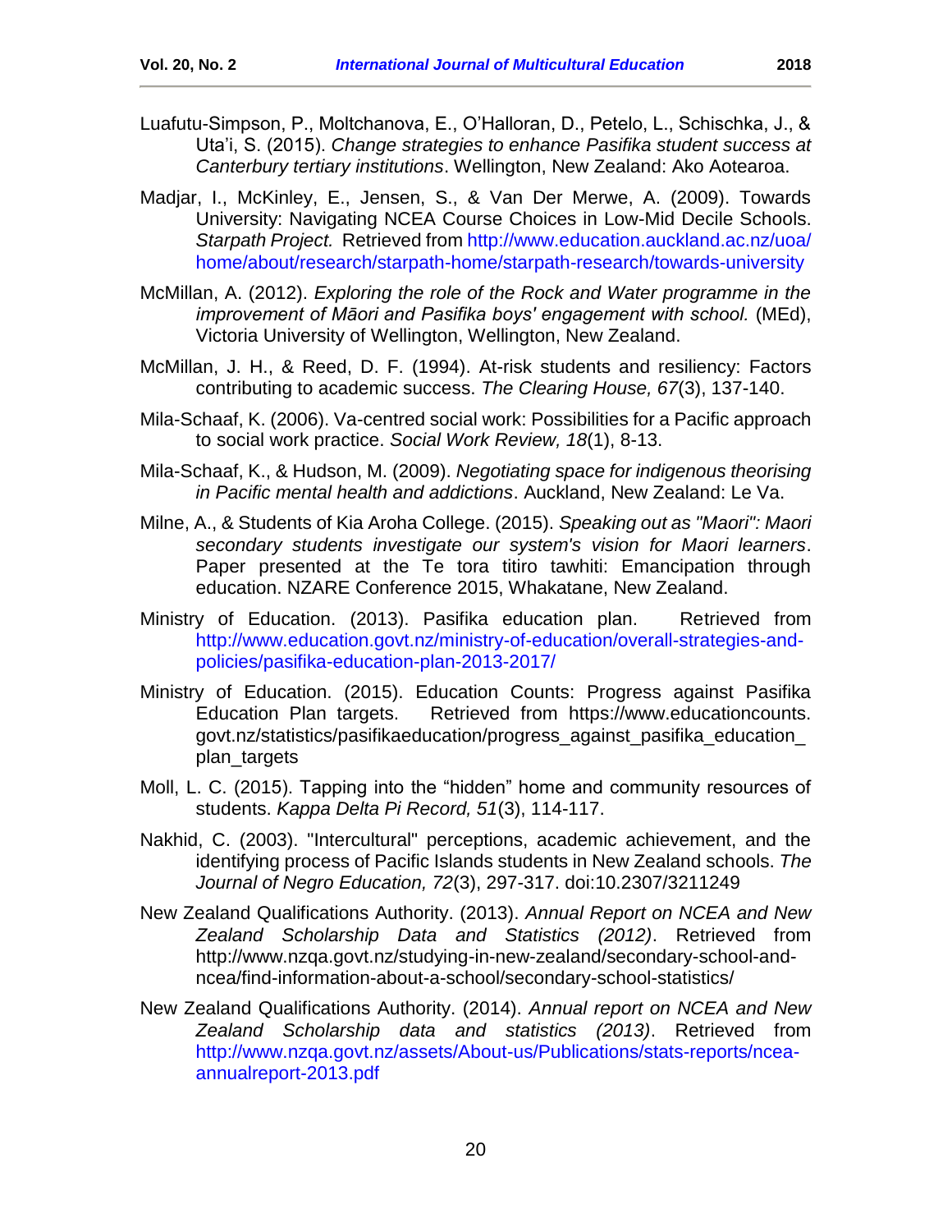Luafutu-Simpson, P., Moltchanova, E., O'Halloran, D., Petelo, L., Schischka, J., & Uta'i, S. (2015). *Change strategies to enhance Pasifika student success at Canterbury tertiary institutions*. Wellington, New Zealand: Ako Aotearoa.

Madjar, I., McKinley, E., Jensen, S., & Van Der Merwe, A. (2009). Towards University: Navigating NCEA Course Choices in Low-Mid Decile Schools. *Starpath Project.* Retrieved from http://www.education.auckland.ac.nz/uoa/home/about/research/starpath-home/starpath-research/towards-university

McMillan, A. (2012). *Exploring the role of the Rock and Water programme in the improvement of Māori and Pasifika boys' engagement with school.* (MEd), Victoria University of Wellington, Wellington, New Zealand.

McMillan, J. H., & Reed, D. F. (1994). At-risk students and resiliency: Factors contributing to academic success. *The Clearing House, 67*(3), 137-140.

Mila-Schaaf, K. (2006). Va-centred social work: Possibilities for a Pacific approach to social work practice. *Social Work Review, 18*(1), 8-13.

Mila-Schaaf, K., & Hudson, M. (2009). *Negotiating space for indigenous theorising in Pacific mental health and addictions*. Auckland, New Zealand: Le Va.

Milne, A., & Students of Kia Aroha College. (2015). *Speaking out as "Maori": Maori secondary students investigate our system's vision for Maori learners*. Paper presented at the Te tora titiro tawhiti: Emancipation through education. NZARE Conference 2015, Whakatane, New Zealand.

Ministry of Education. (2013). Pasifika education plan. Retrieved from http://www.education.govt.nz/ministry-of-education/overall-strategies-and-policies/pasifika-education-plan-2013-2017/

Ministry of Education. (2015). Education Counts: Progress against Pasifika Education Plan targets. Retrieved from https://www.educationcounts.govt.nz/statistics/pasifikaeducation/progress_against_pasifika_education_plan_targets

Moll, L. C. (2015). Tapping into the "hidden" home and community resources of students. *Kappa Delta Pi Record, 51*(3), 114-117.

Nakhid, C. (2003). "Intercultural" perceptions, academic achievement, and the identifying process of Pacific Islands students in New Zealand schools. *The Journal of Negro Education, 72*(3), 297-317. doi:10.2307/3211249

New Zealand Qualifications Authority. (2013). *Annual Report on NCEA and New Zealand Scholarship Data and Statistics (2012)*. Retrieved from http://www.nzqa.govt.nz/studying-in-new-zealand/secondary-school-and-ncea/find-information-about-a-school/secondary-school-statistics/

New Zealand Qualifications Authority. (2014). *Annual report on NCEA and New Zealand Scholarship data and statistics (2013)*. Retrieved from http://www.nzqa.govt.nz/assets/About-us/Publications/stats-reports/ncea-annualreport-2013.pdf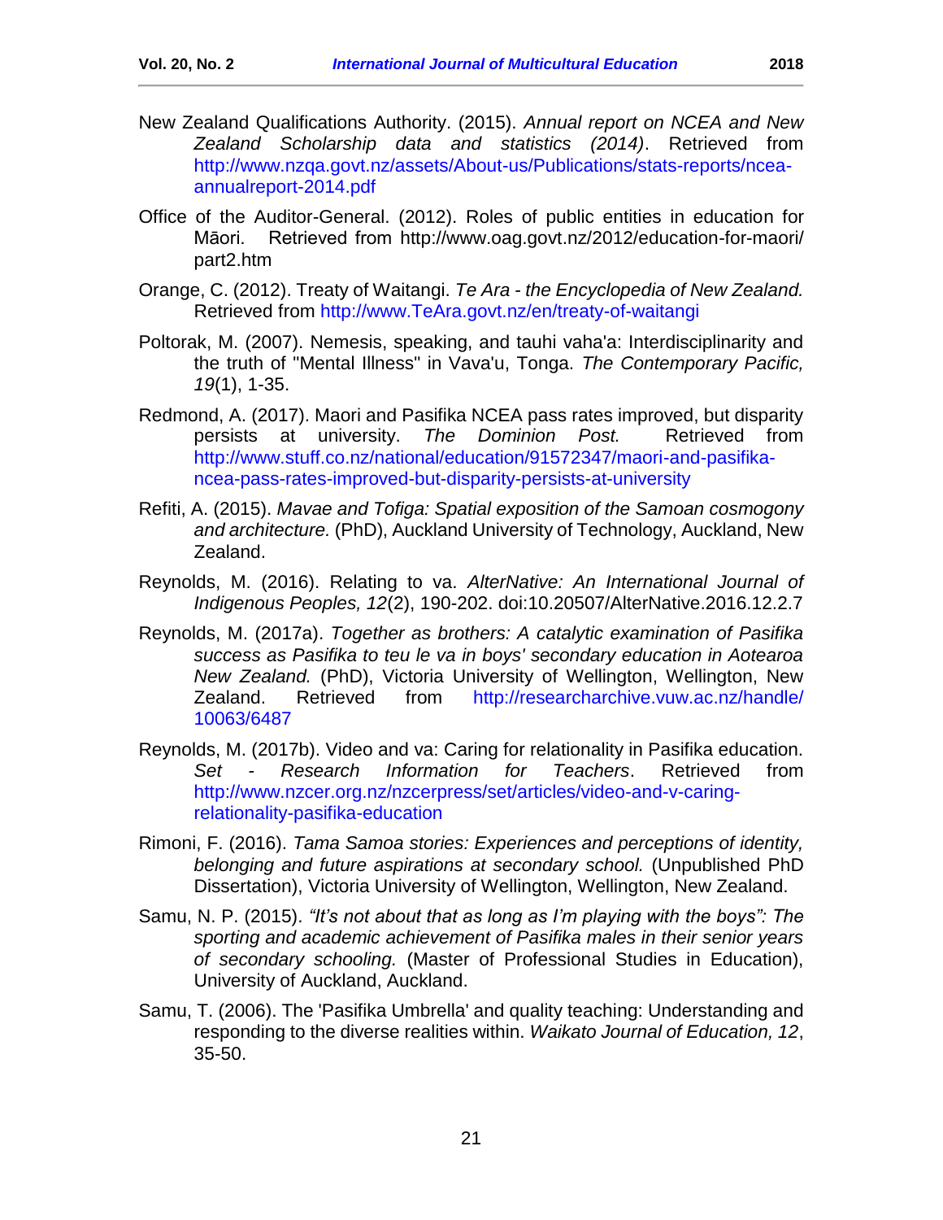New Zealand Qualifications Authority. (2015). *Annual report on NCEA and New Zealand Scholarship data and statistics (2014)*. Retrieved from http://www.nzqa.govt.nz/assets/About-us/Publications/stats-reports/ncea-annualreport-2014.pdf

Office of the Auditor-General. (2012). Roles of public entities in education for Māori. Retrieved from http://www.oag.govt.nz/2012/education-for-maori/part2.htm

Orange, C. (2012). Treaty of Waitangi. *Te Ara - the Encyclopedia of New Zealand.* Retrieved from http://www.TeAra.govt.nz/en/treaty-of-waitangi

Poltorak, M. (2007). Nemesis, speaking, and tauhi vaha'a: Interdisciplinarity and the truth of "Mental Illness" in Vava'u, Tonga. *The Contemporary Pacific, 19*(1), 1-35.

Redmond, A. (2017). Maori and Pasifika NCEA pass rates improved, but disparity persists at university. *The Dominion Post.* Retrieved from http://www.stuff.co.nz/national/education/91572347/maori-and-pasifika-ncea-pass-rates-improved-but-disparity-persists-at-university

Refiti, A. (2015). *Mavae and Tofiga: Spatial exposition of the Samoan cosmogony and architecture.* (PhD), Auckland University of Technology, Auckland, New Zealand.

Reynolds, M. (2016). Relating to va. *AlterNative: An International Journal of Indigenous Peoples, 12*(2), 190-202. doi:10.20507/AlterNative.2016.12.2.7

Reynolds, M. (2017a). *Together as brothers: A catalytic examination of Pasifika success as Pasifika to teu le va in boys' secondary education in Aotearoa New Zealand.* (PhD), Victoria University of Wellington, Wellington, New Zealand. Retrieved from http://researcharchive.vuw.ac.nz/handle/10063/6487

Reynolds, M. (2017b). Video and va: Caring for relationality in Pasifika education. *Set - Research Information for Teachers*. Retrieved from http://www.nzcer.org.nz/nzcerpress/set/articles/video-and-v-caring-relationality-pasifika-education

Rimoni, F. (2016). *Tama Samoa stories: Experiences and perceptions of identity, belonging and future aspirations at secondary school.* (Unpublished PhD Dissertation), Victoria University of Wellington, Wellington, New Zealand.

Samu, N. P. (2015). *"It's not about that as long as I'm playing with the boys": The sporting and academic achievement of Pasifika males in their senior years of secondary schooling.* (Master of Professional Studies in Education), University of Auckland, Auckland.

Samu, T. (2006). The 'Pasifika Umbrella' and quality teaching: Understanding and responding to the diverse realities within. *Waikato Journal of Education, 12*, 35-50.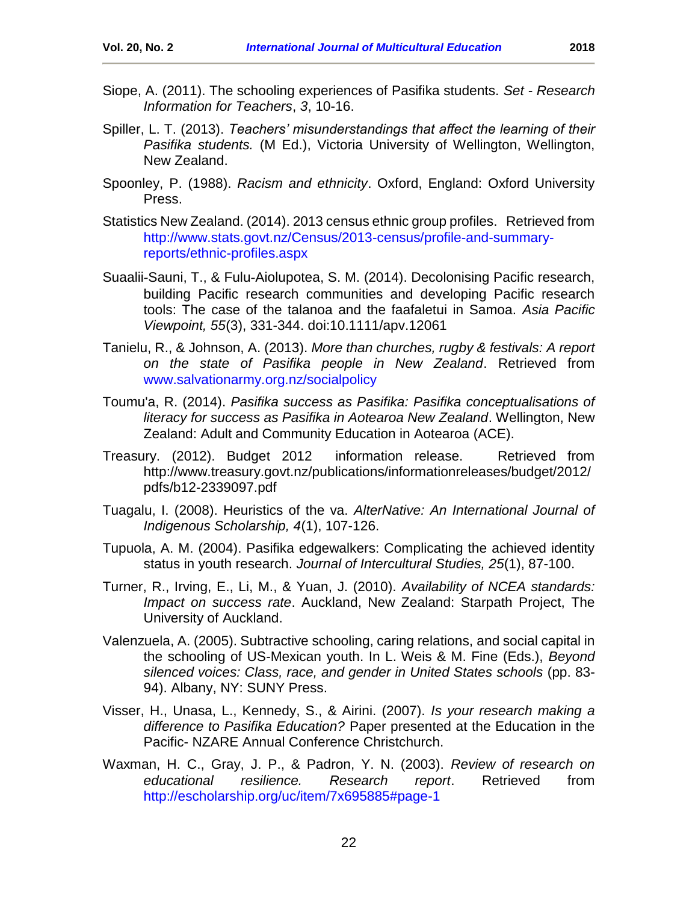Siope, A. (2011). The schooling experiences of Pasifika students. *Set - Research Information for Teachers*, *3*, 10-16.

Spiller, L. T. (2013). *Teachers' misunderstandings that affect the learning of their Pasifika students.* (M Ed.), Victoria University of Wellington, Wellington, New Zealand.

Spoonley, P. (1988). *Racism and ethnicity*. Oxford, England: Oxford University Press.

Statistics New Zealand. (2014). 2013 census ethnic group profiles. Retrieved from http://www.stats.govt.nz/Census/2013-census/profile-and-summary-reports/ethnic-profiles.aspx

Suaalii-Sauni, T., & Fulu-Aiolupotea, S. M. (2014). Decolonising Pacific research, building Pacific research communities and developing Pacific research tools: The case of the talanoa and the faafaletui in Samoa. *Asia Pacific Viewpoint, 55*(3), 331-344. doi:10.1111/apv.12061

Tanielu, R., & Johnson, A. (2013). *More than churches, rugby & festivals: A report on the state of Pasifika people in New Zealand*. Retrieved from www.salvationarmy.org.nz/socialpolicy

Toumu'a, R. (2014). *Pasifika success as Pasifika: Pasifika conceptualisations of literacy for success as Pasifika in Aotearoa New Zealand*. Wellington, New Zealand: Adult and Community Education in Aotearoa (ACE).

Treasury. (2012). Budget 2012 information release. Retrieved from http://www.treasury.govt.nz/publications/informationreleases/budget/2012/pdfs/b12-2339097.pdf

Tuagalu, I. (2008). Heuristics of the va. *AlterNative: An International Journal of Indigenous Scholarship, 4*(1), 107-126.

Tupuola, A. M. (2004). Pasifika edgewalkers: Complicating the achieved identity status in youth research. *Journal of Intercultural Studies, 25*(1), 87-100.

Turner, R., Irving, E., Li, M., & Yuan, J. (2010). *Availability of NCEA standards: Impact on success rate*. Auckland, New Zealand: Starpath Project, The University of Auckland.

Valenzuela, A. (2005). Subtractive schooling, caring relations, and social capital in the schooling of US-Mexican youth. In L. Weis & M. Fine (Eds.), *Beyond silenced voices: Class, race, and gender in United States schools* (pp. 83-94). Albany, NY: SUNY Press.

Visser, H., Unasa, L., Kennedy, S., & Airini. (2007). *Is your research making a difference to Pasifika Education?* Paper presented at the Education in the Pacific- NZARE Annual Conference Christchurch.

Waxman, H. C., Gray, J. P., & Padron, Y. N. (2003). *Review of research on educational resilience. Research report*. Retrieved from http://escholarship.org/uc/item/7x695885#page-1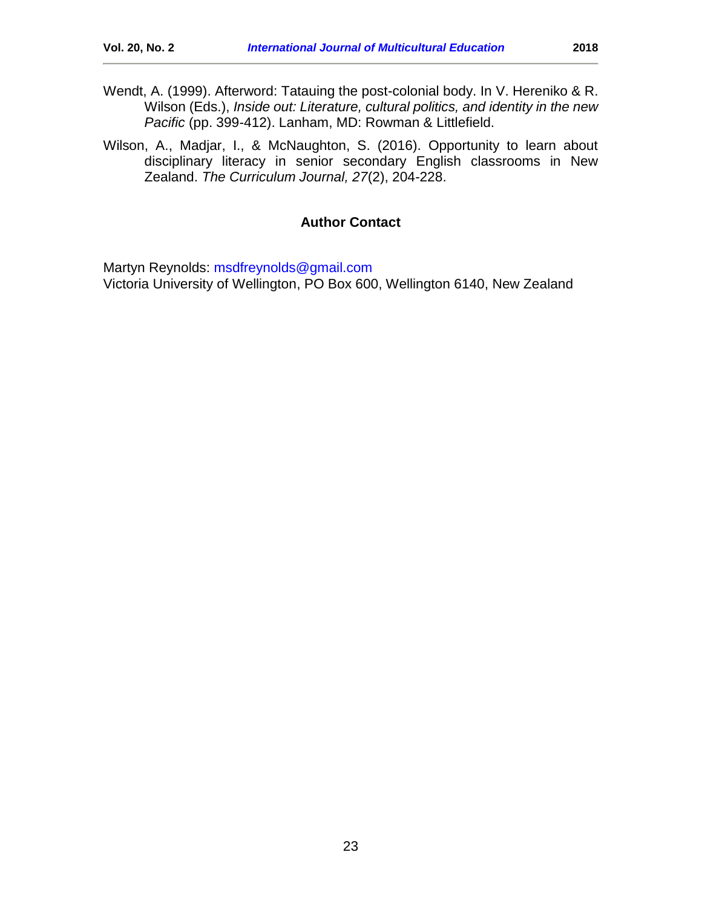Wendt, A. (1999). Afterword: Tatauing the post-colonial body. In V. Hereniko & R. Wilson (Eds.), *Inside out: Literature, cultural politics, and identity in the new Pacific* (pp. 399-412). Lanham, MD: Rowman & Littlefield.

Wilson, A., Madjar, I., & McNaughton, S. (2016). Opportunity to learn about disciplinary literacy in senior secondary English classrooms in New Zealand. *The Curriculum Journal, 27*(2), 204-228.

## Author Contact

Martyn Reynolds: msdfreynolds@gmail.com
Victoria University of Wellington, PO Box 600, Wellington 6140, New Zealand